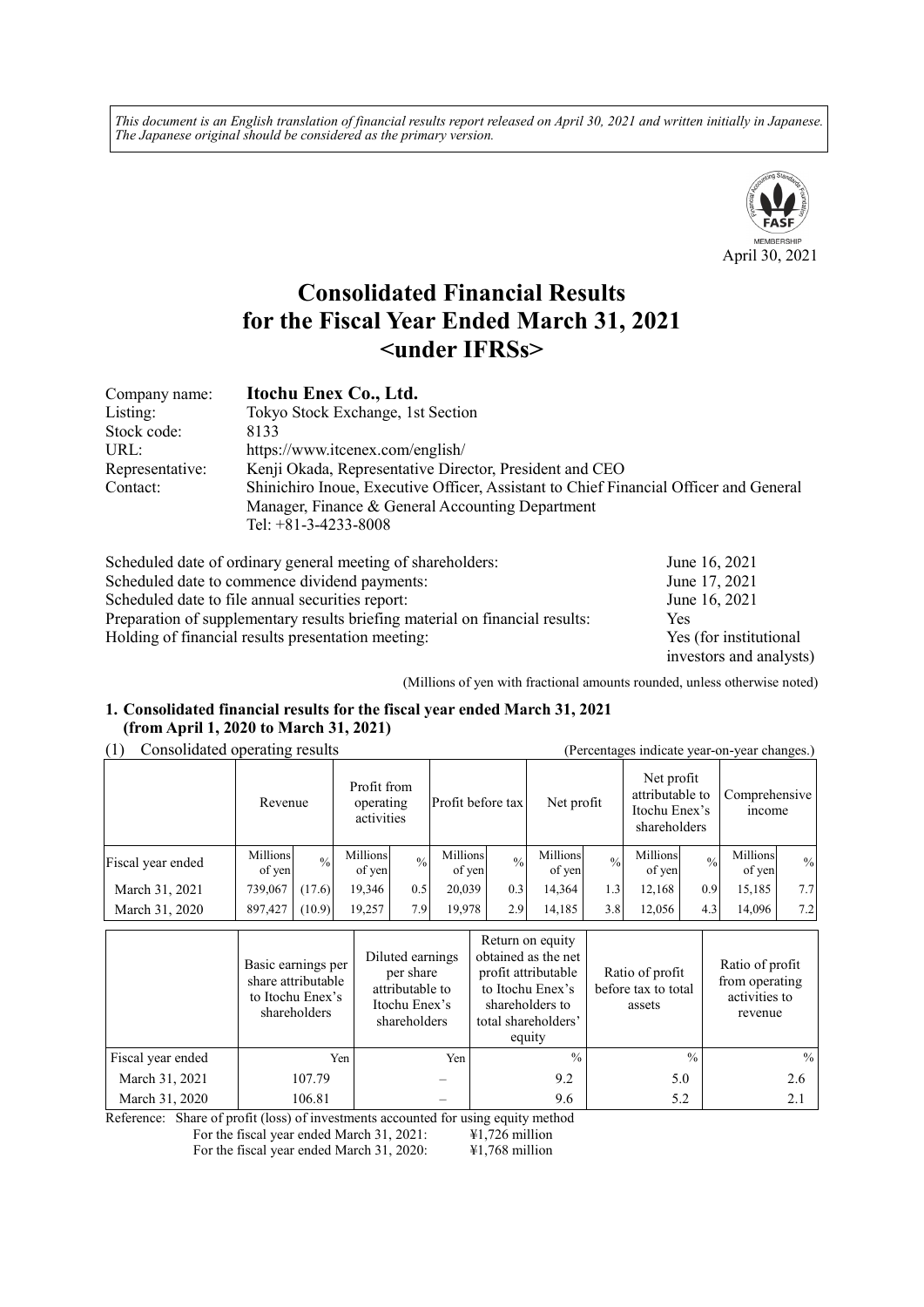*This document is an English translation of financial results report released on April 30, 2021 and written initially in Japanese. The Japanese original should be considered as the primary version.*

April 30, 2021

# Consolidated Financial Results for the Fiscal Year Ended March 31, 2021 <under IFRSs>

| | |
|---|---|
| Company name: | **Itochu Enex Co., Ltd.** |
| Listing: | Tokyo Stock Exchange, 1st Section |
| Stock code: | 8133 |
| URL: | https://www.itcenex.com/english/ |
| Representative: | Kenji Okada, Representative Director, President and CEO |
| Contact: | Shinichiro Inoue, Executive Officer, Assistant to Chief Financial Officer and General Manager, Finance & General Accounting Department<br>Tel: +81-3-4233-8008 |

| | |
|---|---|
| Scheduled date of ordinary general meeting of shareholders: | June 16, 2021 |
| Scheduled date to commence dividend payments: | June 17, 2021 |
| Scheduled date to file annual securities report: | June 16, 2021 |
| Preparation of supplementary results briefing material on financial results: | Yes |
| Holding of financial results presentation meeting: | Yes (for institutional investors and analysts) |

(Millions of yen with fractional amounts rounded, unless otherwise noted)

## 1. Consolidated financial results for the fiscal year ended March 31, 2021 (from April 1, 2020 to March 31, 2021)

(1) Consolidated operating results (Percentages indicate year-on-year changes.)

| | Revenue | | Profit from operating activities | | Profit before tax | | Net profit | | Net profit attributable to Itochu Enex's shareholders | | Comprehensive income | |
|---|---|---|---|---|---|---|---|---|---|---|---|---|
| Fiscal year ended | Millions of yen | % | Millions of yen | % | Millions of yen | % | Millions of yen | % | Millions of yen | % | Millions of yen | % |
| March 31, 2021 | 739,067 | (17.6) | 19,346 | 0.5 | 20,039 | 0.3 | 14,364 | 1.3 | 12,168 | 0.9 | 15,185 | 7.7 |
| March 31, 2020 | 897,427 | (10.9) | 19,257 | 7.9 | 19,978 | 2.9 | 14,185 | 3.8 | 12,056 | 4.3 | 14,096 | 7.2 |

| | Basic earnings per share attributable to Itochu Enex's shareholders | Diluted earnings per share attributable to Itochu Enex's shareholders | Return on equity obtained as the net profit attributable to Itochu Enex's shareholders to total shareholders' equity | Ratio of profit before tax to total assets | Ratio of profit from operating activities to revenue |
|---|---|---|---|---|---|
| Fiscal year ended | Yen | Yen | % | % | % |
| March 31, 2021 | 107.79 | – | 9.2 | 5.0 | 2.6 |
| March 31, 2020 | 106.81 | – | 9.6 | 5.2 | 2.1 |

Reference: Share of profit (loss) of investments accounted for using equity method
For the fiscal year ended March 31, 2021: ¥1,726 million
For the fiscal year ended March 31, 2020: ¥1,768 million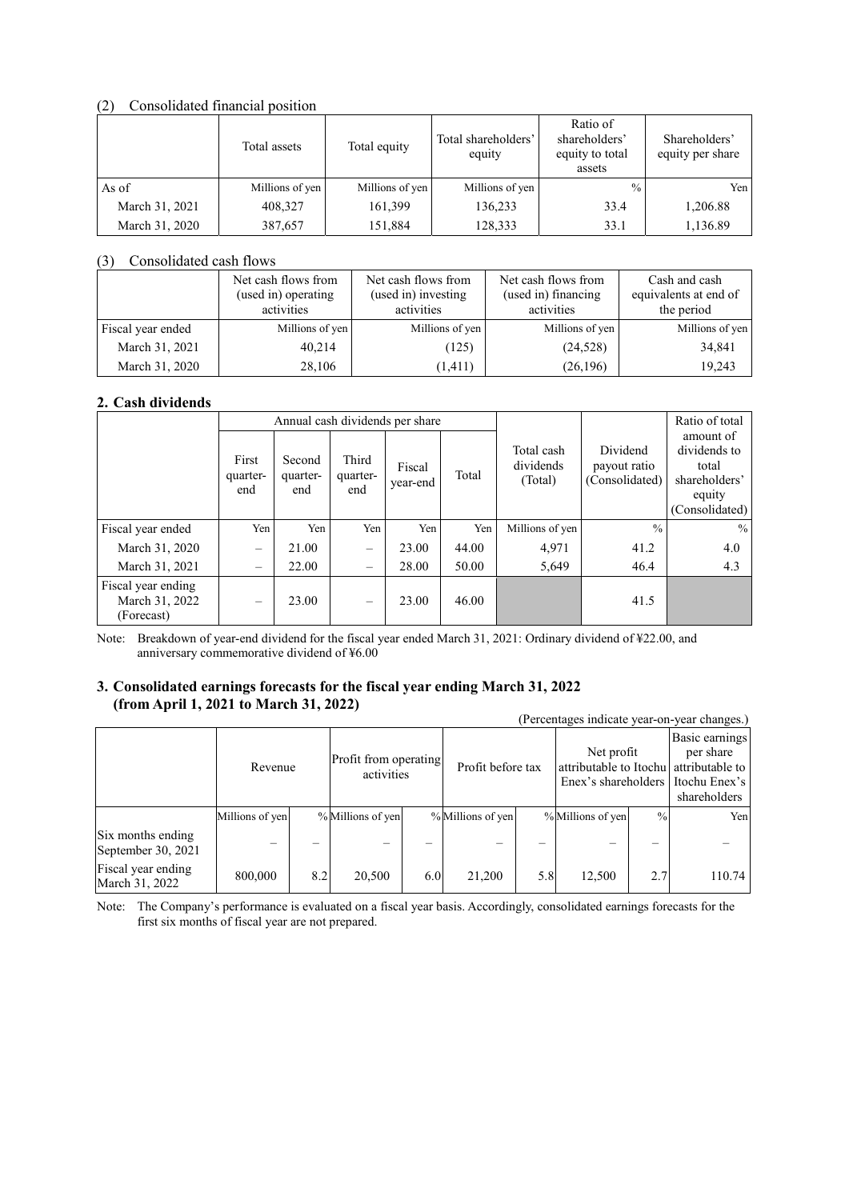(2) Consolidated financial position

| | Total assets | Total equity | Total shareholders' equity | Ratio of shareholders' equity to total assets | Shareholders' equity per share |
|---|---|---|---|---|---|
| As of | Millions of yen | Millions of yen | Millions of yen | % | Yen |
| March 31, 2021 | 408,327 | 161,399 | 136,233 | 33.4 | 1,206.88 |
| March 31, 2020 | 387,657 | 151,884 | 128,333 | 33.1 | 1,136.89 |

(3) Consolidated cash flows

| | Net cash flows from (used in) operating activities | Net cash flows from (used in) investing activities | Net cash flows from (used in) financing activities | Cash and cash equivalents at end of the period |
|---|---|---|---|---|
| Fiscal year ended | Millions of yen | Millions of yen | Millions of yen | Millions of yen |
| March 31, 2021 | 40,214 | (125) | (24,528) | 34,841 |
| March 31, 2020 | 28,106 | (1,411) | (26,196) | 19,243 |

## 2. Cash dividends

| | Annual cash dividends per share | | | | | Total cash dividends (Total) | Dividend payout ratio (Consolidated) | Ratio of total amount of dividends to total shareholders' equity (Consolidated) |
|---|---|---|---|---|---|---|---|---|
| | First quarter-end | Second quarter-end | Third quarter-end | Fiscal year-end | Total | | | |
| Fiscal year ended | Yen | Yen | Yen | Yen | Yen | Millions of yen | % | % |
| March 31, 2020 | – | 21.00 | – | 23.00 | 44.00 | 4,971 | 41.2 | 4.0 |
| March 31, 2021 | – | 22.00 | – | 28.00 | 50.00 | 5,649 | 46.4 | 4.3 |
| Fiscal year ending March 31, 2022 (Forecast) | – | 23.00 | – | 23.00 | 46.00 | | 41.5 | |

Note: Breakdown of year-end dividend for the fiscal year ended March 31, 2021: Ordinary dividend of ¥22.00, and anniversary commemorative dividend of ¥6.00

## 3. Consolidated earnings forecasts for the fiscal year ending March 31, 2022 (from April 1, 2021 to March 31, 2022)

(Percentages indicate year-on-year changes.)

| | Revenue | | Profit from operating activities | | Profit before tax | | Net profit attributable to Itochu Enex's shareholders | | Basic earnings per share attributable to Itochu Enex's shareholders |
|---|---|---|---|---|---|---|---|---|---|
| | Millions of yen | % | Millions of yen | % | Millions of yen | % | Millions of yen | % | Yen |
| Six months ending September 30, 2021 | – | – | – | – | – | – | – | – | – |
| Fiscal year ending March 31, 2022 | 800,000 | 8.2 | 20,500 | 6.0 | 21,200 | 5.8 | 12,500 | 2.7 | 110.74 |

Note: The Company's performance is evaluated on a fiscal year basis. Accordingly, consolidated earnings forecasts for the first six months of fiscal year are not prepared.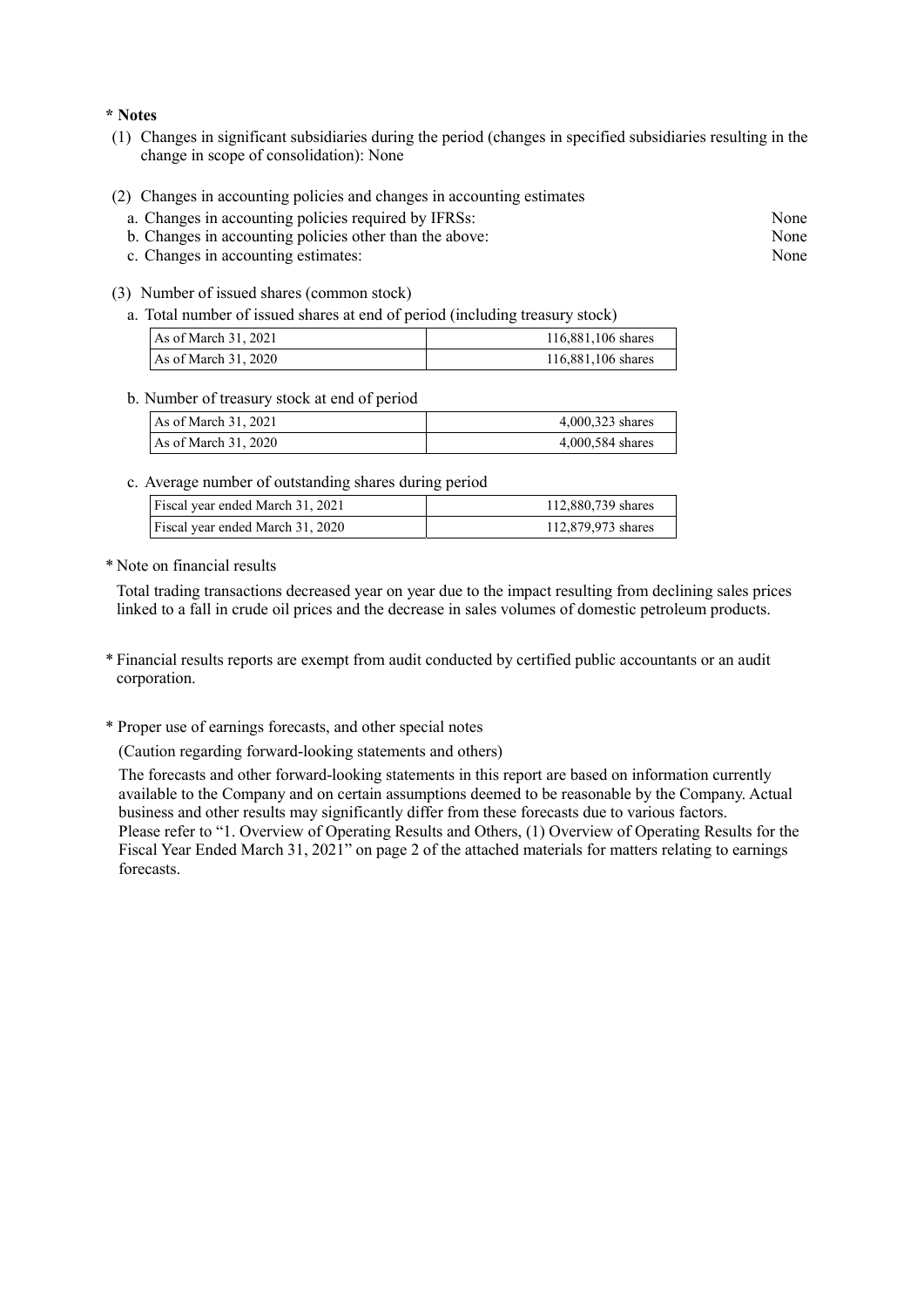**\* Notes**

(1) Changes in significant subsidiaries during the period (changes in specified subsidiaries resulting in the change in scope of consolidation): None

(2) Changes in accounting policies and changes in accounting estimates

a. Changes in accounting policies required by IFRSs: None

b. Changes in accounting policies other than the above: None

c. Changes in accounting estimates: None

(3) Number of issued shares (common stock)

a. Total number of issued shares at end of period (including treasury stock)

| | |
|---|---|
| As of March 31, 2021 | 116,881,106 shares |
| As of March 31, 2020 | 116,881,106 shares |

b. Number of treasury stock at end of period

| | |
|---|---|
| As of March 31, 2021 | 4,000,323 shares |
| As of March 31, 2020 | 4,000,584 shares |

c. Average number of outstanding shares during period

| | |
|---|---|
| Fiscal year ended March 31, 2021 | 112,880,739 shares |
| Fiscal year ended March 31, 2020 | 112,879,973 shares |

\* Note on financial results

Total trading transactions decreased year on year due to the impact resulting from declining sales prices linked to a fall in crude oil prices and the decrease in sales volumes of domestic petroleum products.

\* Financial results reports are exempt from audit conducted by certified public accountants or an audit corporation.

\* Proper use of earnings forecasts, and other special notes

(Caution regarding forward-looking statements and others)

The forecasts and other forward-looking statements in this report are based on information currently available to the Company and on certain assumptions deemed to be reasonable by the Company. Actual business and other results may significantly differ from these forecasts due to various factors.
Please refer to "1. Overview of Operating Results and Others, (1) Overview of Operating Results for the Fiscal Year Ended March 31, 2021" on page 2 of the attached materials for matters relating to earnings forecasts.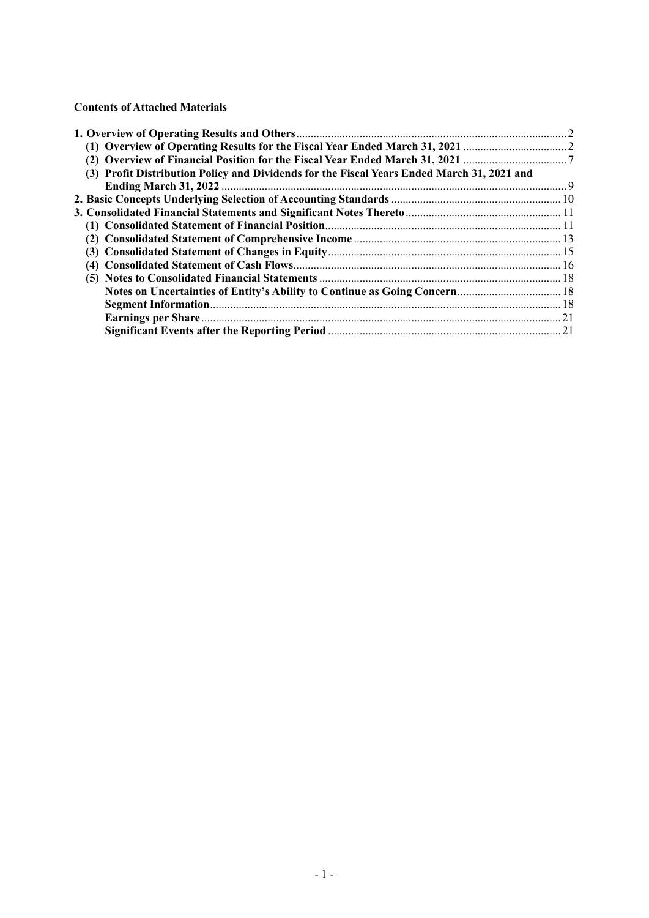**Contents of Attached Materials**

**1. Overview of Operating Results and Others** .......... 2

**(1) Overview of Operating Results for the Fiscal Year Ended March 31, 2021** .......... 2

**(2) Overview of Financial Position for the Fiscal Year Ended March 31, 2021** .......... 7

**(3) Profit Distribution Policy and Dividends for the Fiscal Years Ended March 31, 2021 and Ending March 31, 2022** .......... 9

**2. Basic Concepts Underlying Selection of Accounting Standards** .......... 10

**3. Consolidated Financial Statements and Significant Notes Thereto** .......... 11

**(1) Consolidated Statement of Financial Position** .......... 11

**(2) Consolidated Statement of Comprehensive Income** .......... 13

**(3) Consolidated Statement of Changes in Equity** .......... 15

**(4) Consolidated Statement of Cash Flows** .......... 16

**(5) Notes to Consolidated Financial Statements** .......... 18

**Notes on Uncertainties of Entity's Ability to Continue as Going Concern** .......... 18

**Segment Information** .......... 18

**Earnings per Share** .......... 21

**Significant Events after the Reporting Period** .......... 21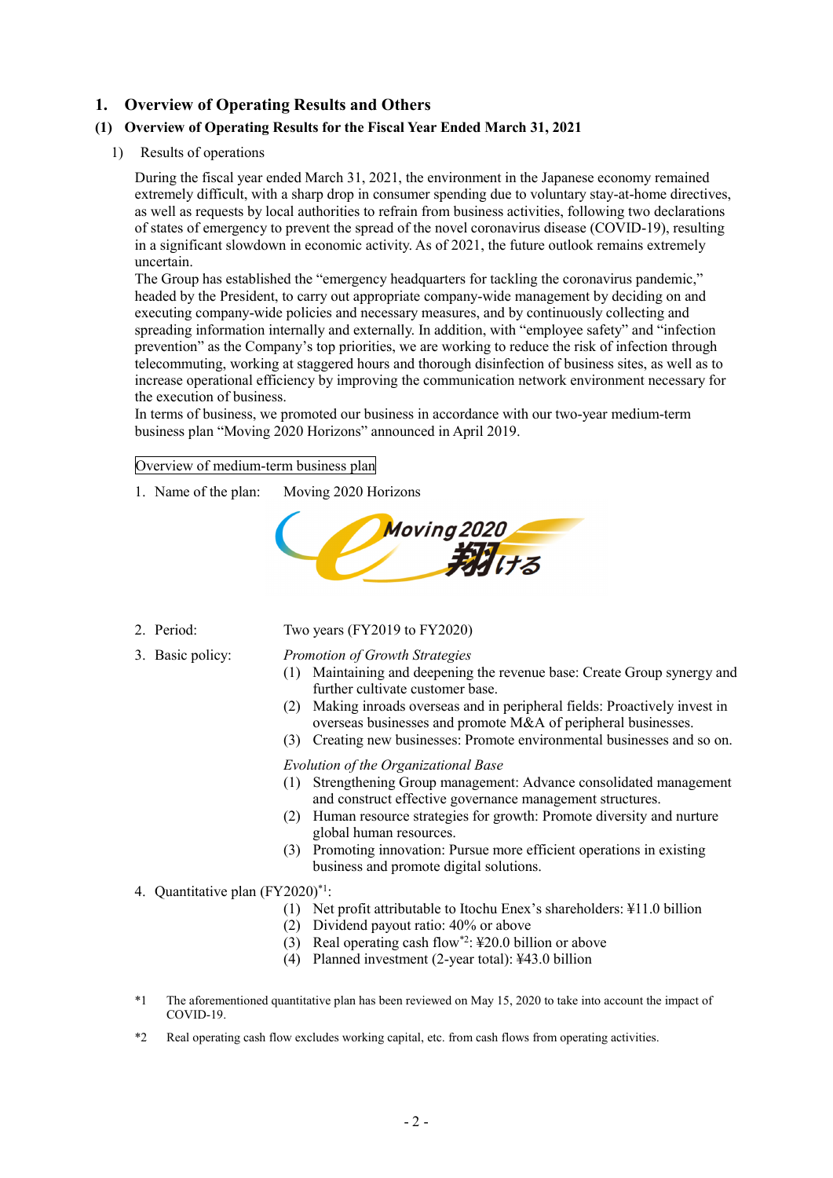# 1. Overview of Operating Results and Others

## (1) Overview of Operating Results for the Fiscal Year Ended March 31, 2021

1) Results of operations

During the fiscal year ended March 31, 2021, the environment in the Japanese economy remained extremely difficult, with a sharp drop in consumer spending due to voluntary stay-at-home directives, as well as requests by local authorities to refrain from business activities, following two declarations of states of emergency to prevent the spread of the novel coronavirus disease (COVID-19), resulting in a significant slowdown in economic activity. As of 2021, the future outlook remains extremely uncertain.

The Group has established the "emergency headquarters for tackling the coronavirus pandemic," headed by the President, to carry out appropriate company-wide management by deciding on and executing company-wide policies and necessary measures, and by continuously collecting and spreading information internally and externally. In addition, with "employee safety" and "infection prevention" as the Company's top priorities, we are working to reduce the risk of infection through telecommuting, working at staggered hours and thorough disinfection of business sites, as well as to increase operational efficiency by improving the communication network environment necessary for the execution of business.

In terms of business, we promoted our business in accordance with our two-year medium-term business plan "Moving 2020 Horizons" announced in April 2019.

Overview of medium-term business plan

1. Name of the plan: Moving 2020 Horizons

Moving 2020 翔ける

2. Period: Two years (FY2019 to FY2020)

3. Basic policy:

*Promotion of Growth Strategies*

(1) Maintaining and deepening the revenue base: Create Group synergy and further cultivate customer base.
(2) Making inroads overseas and in peripheral fields: Proactively invest in overseas businesses and promote M&A of peripheral businesses.
(3) Creating new businesses: Promote environmental businesses and so on.

*Evolution of the Organizational Base*

(1) Strengthening Group management: Advance consolidated management and construct effective governance management structures.
(2) Human resource strategies for growth: Promote diversity and nurture global human resources.
(3) Promoting innovation: Pursue more efficient operations in existing business and promote digital solutions.

4. Quantitative plan (FY2020)[*1]:

(1) Net profit attributable to Itochu Enex's shareholders: ¥11.0 billion
(2) Dividend payout ratio: 40% or above
(3) Real operating cash flow[*2]: ¥20.0 billion or above
(4) Planned investment (2-year total): ¥43.0 billion

*1 The aforementioned quantitative plan has been reviewed on May 15, 2020 to take into account the impact of COVID-19.

*2 Real operating cash flow excludes working capital, etc. from cash flows from operating activities.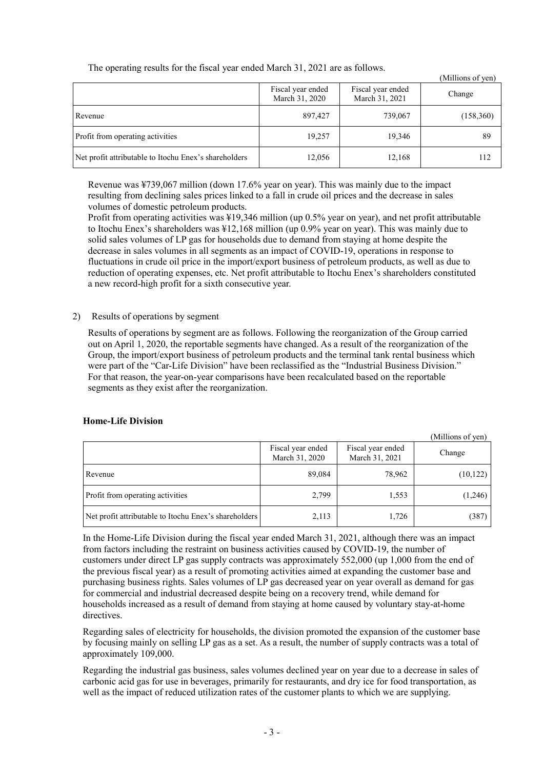The operating results for the fiscal year ended March 31, 2021 are as follows.

(Millions of yen)

| | Fiscal year ended March 31, 2020 | Fiscal year ended March 31, 2021 | Change |
|---|---|---|---|
| Revenue | 897,427 | 739,067 | (158,360) |
| Profit from operating activities | 19,257 | 19,346 | 89 |
| Net profit attributable to Itochu Enex's shareholders | 12,056 | 12,168 | 112 |

Revenue was ¥739,067 million (down 17.6% year on year). This was mainly due to the impact resulting from declining sales prices linked to a fall in crude oil prices and the decrease in sales volumes of domestic petroleum products.
Profit from operating activities was ¥19,346 million (up 0.5% year on year), and net profit attributable to Itochu Enex's shareholders was ¥12,168 million (up 0.9% year on year). This was mainly due to solid sales volumes of LP gas for households due to demand from staying at home despite the decrease in sales volumes in all segments as an impact of COVID-19, operations in response to fluctuations in crude oil price in the import/export business of petroleum products, as well as due to reduction of operating expenses, etc. Net profit attributable to Itochu Enex's shareholders constituted a new record-high profit for a sixth consecutive year.

2) Results of operations by segment

Results of operations by segment are as follows. Following the reorganization of the Group carried out on April 1, 2020, the reportable segments have changed. As a result of the reorganization of the Group, the import/export business of petroleum products and the terminal tank rental business which were part of the "Car-Life Division" have been reclassified as the "Industrial Business Division." For that reason, the year-on-year comparisons have been recalculated based on the reportable segments as they exist after the reorganization.

**Home-Life Division**

(Millions of yen)

| | Fiscal year ended March 31, 2020 | Fiscal year ended March 31, 2021 | Change |
|---|---|---|---|
| Revenue | 89,084 | 78,962 | (10,122) |
| Profit from operating activities | 2,799 | 1,553 | (1,246) |
| Net profit attributable to Itochu Enex's shareholders | 2,113 | 1,726 | (387) |

In the Home-Life Division during the fiscal year ended March 31, 2021, although there was an impact from factors including the restraint on business activities caused by COVID-19, the number of customers under direct LP gas supply contracts was approximately 552,000 (up 1,000 from the end of the previous fiscal year) as a result of promoting activities aimed at expanding the customer base and purchasing business rights. Sales volumes of LP gas decreased year on year overall as demand for gas for commercial and industrial decreased despite being on a recovery trend, while demand for households increased as a result of demand from staying at home caused by voluntary stay-at-home directives.

Regarding sales of electricity for households, the division promoted the expansion of the customer base by focusing mainly on selling LP gas as a set. As a result, the number of supply contracts was a total of approximately 109,000.

Regarding the industrial gas business, sales volumes declined year on year due to a decrease in sales of carbonic acid gas for use in beverages, primarily for restaurants, and dry ice for food transportation, as well as the impact of reduced utilization rates of the customer plants to which we are supplying.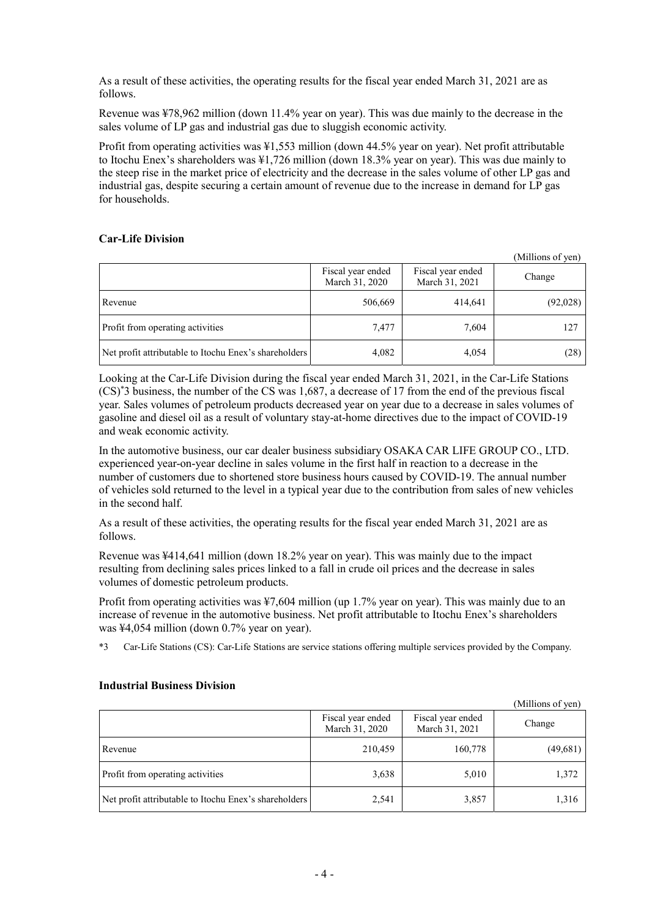As a result of these activities, the operating results for the fiscal year ended March 31, 2021 are as follows.

Revenue was ¥78,962 million (down 11.4% year on year). This was due mainly to the decrease in the sales volume of LP gas and industrial gas due to sluggish economic activity.

Profit from operating activities was ¥1,553 million (down 44.5% year on year). Net profit attributable to Itochu Enex's shareholders was ¥1,726 million (down 18.3% year on year). This was due mainly to the steep rise in the market price of electricity and the decrease in the sales volume of other LP gas and industrial gas, despite securing a certain amount of revenue due to the increase in demand for LP gas for households.

**Car-Life Division**

(Millions of yen)

| | Fiscal year ended March 31, 2020 | Fiscal year ended March 31, 2021 | Change |
|---|---|---|---|
| Revenue | 506,669 | 414,641 | (92,028) |
| Profit from operating activities | 7,477 | 7,604 | 127 |
| Net profit attributable to Itochu Enex's shareholders | 4,082 | 4,054 | (28) |

Looking at the Car-Life Division during the fiscal year ended March 31, 2021, in the Car-Life Stations (CS)*3 business, the number of the CS was 1,687, a decrease of 17 from the end of the previous fiscal year. Sales volumes of petroleum products decreased year on year due to a decrease in sales volumes of gasoline and diesel oil as a result of voluntary stay-at-home directives due to the impact of COVID-19 and weak economic activity.

In the automotive business, our car dealer business subsidiary OSAKA CAR LIFE GROUP CO., LTD. experienced year-on-year decline in sales volume in the first half in reaction to a decrease in the number of customers due to shortened store business hours caused by COVID-19. The annual number of vehicles sold returned to the level in a typical year due to the contribution from sales of new vehicles in the second half.

As a result of these activities, the operating results for the fiscal year ended March 31, 2021 are as follows.

Revenue was ¥414,641 million (down 18.2% year on year). This was mainly due to the impact resulting from declining sales prices linked to a fall in crude oil prices and the decrease in sales volumes of domestic petroleum products.

Profit from operating activities was ¥7,604 million (up 1.7% year on year). This was mainly due to an increase of revenue in the automotive business. Net profit attributable to Itochu Enex's shareholders was ¥4,054 million (down 0.7% year on year).

*3 Car-Life Stations (CS): Car-Life Stations are service stations offering multiple services provided by the Company.

**Industrial Business Division**

(Millions of yen)

| | Fiscal year ended March 31, 2020 | Fiscal year ended March 31, 2021 | Change |
|---|---|---|---|
| Revenue | 210,459 | 160,778 | (49,681) |
| Profit from operating activities | 3,638 | 5,010 | 1,372 |
| Net profit attributable to Itochu Enex's shareholders | 2,541 | 3,857 | 1,316 |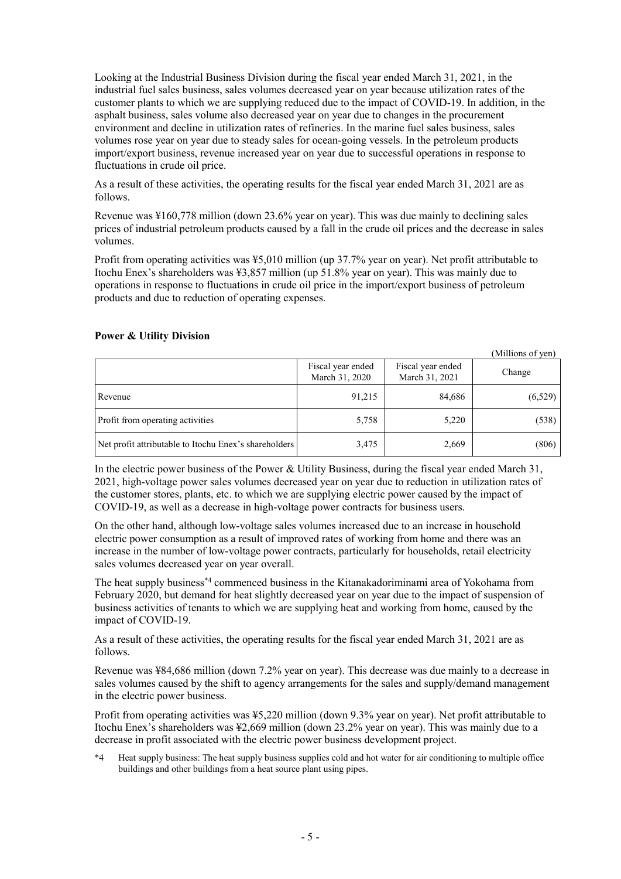Looking at the Industrial Business Division during the fiscal year ended March 31, 2021, in the industrial fuel sales business, sales volumes decreased year on year because utilization rates of the customer plants to which we are supplying reduced due to the impact of COVID-19. In addition, in the asphalt business, sales volume also decreased year on year due to changes in the procurement environment and decline in utilization rates of refineries. In the marine fuel sales business, sales volumes rose year on year due to steady sales for ocean-going vessels. In the petroleum products import/export business, revenue increased year on year due to successful operations in response to fluctuations in crude oil price.

As a result of these activities, the operating results for the fiscal year ended March 31, 2021 are as follows.

Revenue was ¥160,778 million (down 23.6% year on year). This was due mainly to declining sales prices of industrial petroleum products caused by a fall in the crude oil prices and the decrease in sales volumes.

Profit from operating activities was ¥5,010 million (up 37.7% year on year). Net profit attributable to Itochu Enex's shareholders was ¥3,857 million (up 51.8% year on year). This was mainly due to operations in response to fluctuations in crude oil price in the import/export business of petroleum products and due to reduction of operating expenses.

**Power & Utility Division**

(Millions of yen)

| | Fiscal year ended March 31, 2020 | Fiscal year ended March 31, 2021 | Change |
|---|---|---|---|
| Revenue | 91,215 | 84,686 | (6,529) |
| Profit from operating activities | 5,758 | 5,220 | (538) |
| Net profit attributable to Itochu Enex's shareholders | 3,475 | 2,669 | (806) |

In the electric power business of the Power & Utility Business, during the fiscal year ended March 31, 2021, high-voltage power sales volumes decreased year on year due to reduction in utilization rates of the customer stores, plants, etc. to which we are supplying electric power caused by the impact of COVID-19, as well as a decrease in high-voltage power contracts for business users.

On the other hand, although low-voltage sales volumes increased due to an increase in household electric power consumption as a result of improved rates of working from home and there was an increase in the number of low-voltage power contracts, particularly for households, retail electricity sales volumes decreased year on year overall.

The heat supply business[*4] commenced business in the Kitanakadoriminami area of Yokohama from February 2020, but demand for heat slightly decreased year on year due to the impact of suspension of business activities of tenants to which we are supplying heat and working from home, caused by the impact of COVID-19.

As a result of these activities, the operating results for the fiscal year ended March 31, 2021 are as follows.

Revenue was ¥84,686 million (down 7.2% year on year). This decrease was due mainly to a decrease in sales volumes caused by the shift to agency arrangements for the sales and supply/demand management in the electric power business.

Profit from operating activities was ¥5,220 million (down 9.3% year on year). Net profit attributable to Itochu Enex's shareholders was ¥2,669 million (down 23.2% year on year). This was mainly due to a decrease in profit associated with the electric power business development project.

*4 Heat supply business: The heat supply business supplies cold and hot water for air conditioning to multiple office buildings and other buildings from a heat source plant using pipes.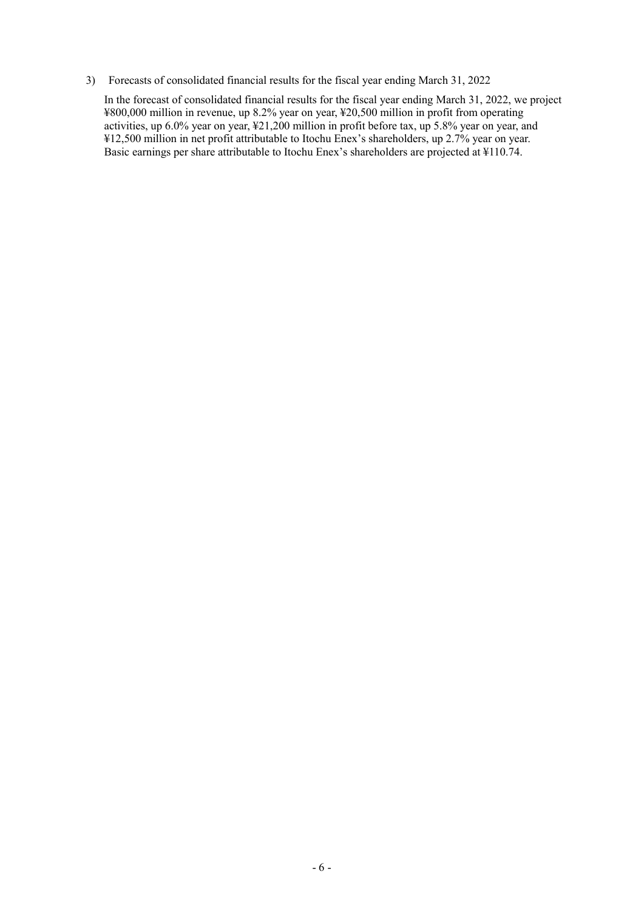3) Forecasts of consolidated financial results for the fiscal year ending March 31, 2022

In the forecast of consolidated financial results for the fiscal year ending March 31, 2022, we project ¥800,000 million in revenue, up 8.2% year on year, ¥20,500 million in profit from operating activities, up 6.0% year on year, ¥21,200 million in profit before tax, up 5.8% year on year, and ¥12,500 million in net profit attributable to Itochu Enex's shareholders, up 2.7% year on year. Basic earnings per share attributable to Itochu Enex's shareholders are projected at ¥110.74.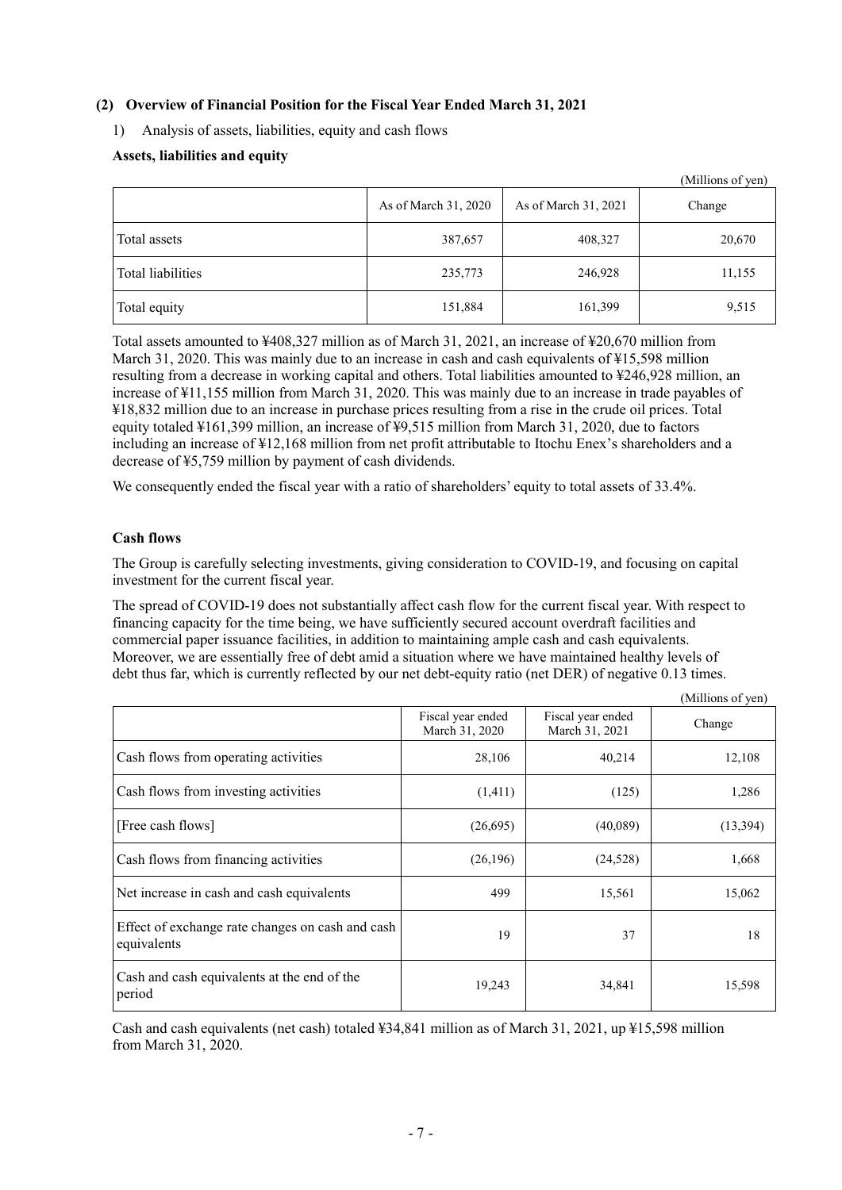### (2) Overview of Financial Position for the Fiscal Year Ended March 31, 2021

1) Analysis of assets, liabilities, equity and cash flows

**Assets, liabilities and equity**

(Millions of yen)

| | As of March 31, 2020 | As of March 31, 2021 | Change |
|---|---|---|---|
| Total assets | 387,657 | 408,327 | 20,670 |
| Total liabilities | 235,773 | 246,928 | 11,155 |
| Total equity | 151,884 | 161,399 | 9,515 |

Total assets amounted to ¥408,327 million as of March 31, 2021, an increase of ¥20,670 million from March 31, 2020. This was mainly due to an increase in cash and cash equivalents of ¥15,598 million resulting from a decrease in working capital and others. Total liabilities amounted to ¥246,928 million, an increase of ¥11,155 million from March 31, 2020. This was mainly due to an increase in trade payables of ¥18,832 million due to an increase in purchase prices resulting from a rise in the crude oil prices. Total equity totaled ¥161,399 million, an increase of ¥9,515 million from March 31, 2020, due to factors including an increase of ¥12,168 million from net profit attributable to Itochu Enex's shareholders and a decrease of ¥5,759 million by payment of cash dividends.

We consequently ended the fiscal year with a ratio of shareholders' equity to total assets of 33.4%.

**Cash flows**

The Group is carefully selecting investments, giving consideration to COVID-19, and focusing on capital investment for the current fiscal year.

The spread of COVID-19 does not substantially affect cash flow for the current fiscal year. With respect to financing capacity for the time being, we have sufficiently secured account overdraft facilities and commercial paper issuance facilities, in addition to maintaining ample cash and cash equivalents. Moreover, we are essentially free of debt amid a situation where we have maintained healthy levels of debt thus far, which is currently reflected by our net debt-equity ratio (net DER) of negative 0.13 times.

(Millions of yen)

| | Fiscal year ended March 31, 2020 | Fiscal year ended March 31, 2021 | Change |
|---|---|---|---|
| Cash flows from operating activities | 28,106 | 40,214 | 12,108 |
| Cash flows from investing activities | (1,411) | (125) | 1,286 |
| [Free cash flows] | (26,695) | (40,089) | (13,394) |
| Cash flows from financing activities | (26,196) | (24,528) | 1,668 |
| Net increase in cash and cash equivalents | 499 | 15,561 | 15,062 |
| Effect of exchange rate changes on cash and cash equivalents | 19 | 37 | 18 |
| Cash and cash equivalents at the end of the period | 19,243 | 34,841 | 15,598 |

Cash and cash equivalents (net cash) totaled ¥34,841 million as of March 31, 2021, up ¥15,598 million from March 31, 2020.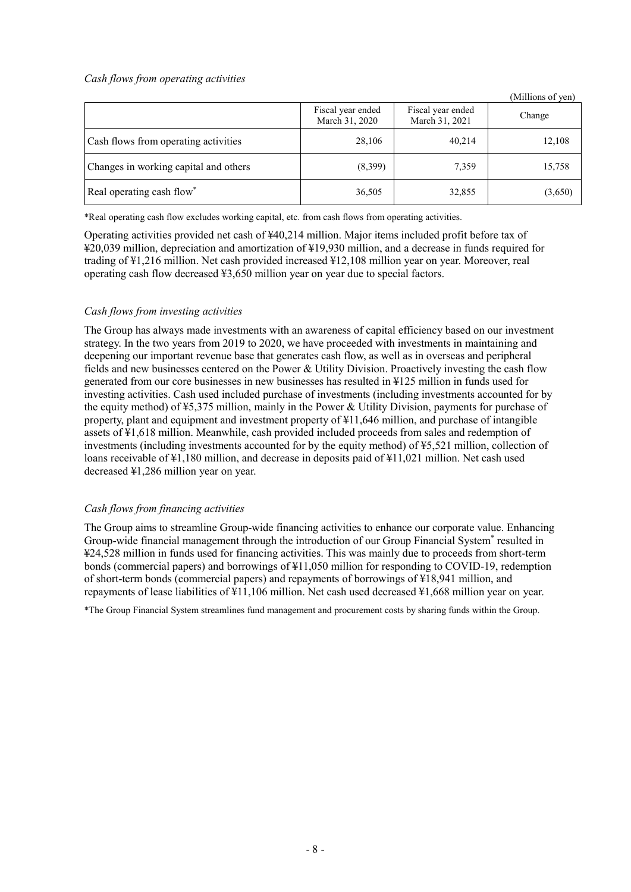*Cash flows from operating activities*

(Millions of yen)

| | Fiscal year ended March 31, 2020 | Fiscal year ended March 31, 2021 | Change |
|---|---|---|---|
| Cash flows from operating activities | 28,106 | 40,214 | 12,108 |
| Changes in working capital and others | (8,399) | 7,359 | 15,758 |
| Real operating cash flow* | 36,505 | 32,855 | (3,650) |

*Real operating cash flow excludes working capital, etc. from cash flows from operating activities.

Operating activities provided net cash of ¥40,214 million. Major items included profit before tax of ¥20,039 million, depreciation and amortization of ¥19,930 million, and a decrease in funds required for trading of ¥1,216 million. Net cash provided increased ¥12,108 million year on year. Moreover, real operating cash flow decreased ¥3,650 million year on year due to special factors.

*Cash flows from investing activities*

The Group has always made investments with an awareness of capital efficiency based on our investment strategy. In the two years from 2019 to 2020, we have proceeded with investments in maintaining and deepening our important revenue base that generates cash flow, as well as in overseas and peripheral fields and new businesses centered on the Power & Utility Division. Proactively investing the cash flow generated from our core businesses in new businesses has resulted in ¥125 million in funds used for investing activities. Cash used included purchase of investments (including investments accounted for by the equity method) of ¥5,375 million, mainly in the Power & Utility Division, payments for purchase of property, plant and equipment and investment property of ¥11,646 million, and purchase of intangible assets of ¥1,618 million. Meanwhile, cash provided included proceeds from sales and redemption of investments (including investments accounted for by the equity method) of ¥5,521 million, collection of loans receivable of ¥1,180 million, and decrease in deposits paid of ¥11,021 million. Net cash used decreased ¥1,286 million year on year.

*Cash flows from financing activities*

The Group aims to streamline Group-wide financing activities to enhance our corporate value. Enhancing Group-wide financial management through the introduction of our Group Financial System* resulted in ¥24,528 million in funds used for financing activities. This was mainly due to proceeds from short-term bonds (commercial papers) and borrowings of ¥11,050 million for responding to COVID-19, redemption of short-term bonds (commercial papers) and repayments of borrowings of ¥18,941 million, and repayments of lease liabilities of ¥11,106 million. Net cash used decreased ¥1,668 million year on year.

*The Group Financial System streamlines fund management and procurement costs by sharing funds within the Group.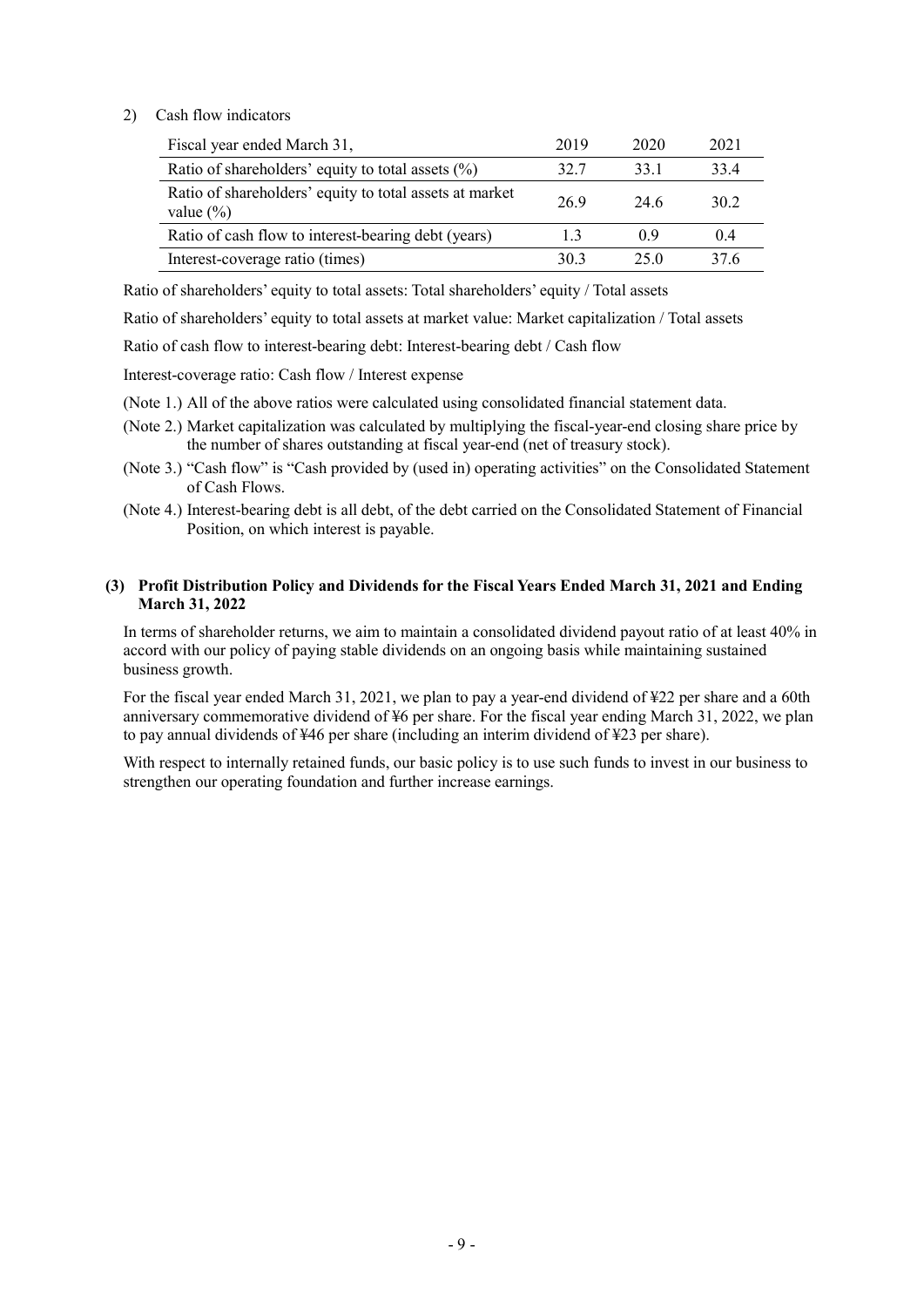2) Cash flow indicators

| Fiscal year ended March 31, | 2019 | 2020 | 2021 |
|---|---|---|---|
| Ratio of shareholders' equity to total assets (%) | 32.7 | 33.1 | 33.4 |
| Ratio of shareholders' equity to total assets at market value (%) | 26.9 | 24.6 | 30.2 |
| Ratio of cash flow to interest-bearing debt (years) | 1.3 | 0.9 | 0.4 |
| Interest-coverage ratio (times) | 30.3 | 25.0 | 37.6 |

Ratio of shareholders' equity to total assets: Total shareholders' equity / Total assets

Ratio of shareholders' equity to total assets at market value: Market capitalization / Total assets

Ratio of cash flow to interest-bearing debt: Interest-bearing debt / Cash flow

Interest-coverage ratio: Cash flow / Interest expense

(Note 1.) All of the above ratios were calculated using consolidated financial statement data.

(Note 2.) Market capitalization was calculated by multiplying the fiscal-year-end closing share price by the number of shares outstanding at fiscal year-end (net of treasury stock).

(Note 3.) "Cash flow" is "Cash provided by (used in) operating activities" on the Consolidated Statement of Cash Flows.

(Note 4.) Interest-bearing debt is all debt, of the debt carried on the Consolidated Statement of Financial Position, on which interest is payable.

### (3) Profit Distribution Policy and Dividends for the Fiscal Years Ended March 31, 2021 and Ending March 31, 2022

In terms of shareholder returns, we aim to maintain a consolidated dividend payout ratio of at least 40% in accord with our policy of paying stable dividends on an ongoing basis while maintaining sustained business growth.

For the fiscal year ended March 31, 2021, we plan to pay a year-end dividend of ¥22 per share and a 60th anniversary commemorative dividend of ¥6 per share. For the fiscal year ending March 31, 2022, we plan to pay annual dividends of ¥46 per share (including an interim dividend of ¥23 per share).

With respect to internally retained funds, our basic policy is to use such funds to invest in our business to strengthen our operating foundation and further increase earnings.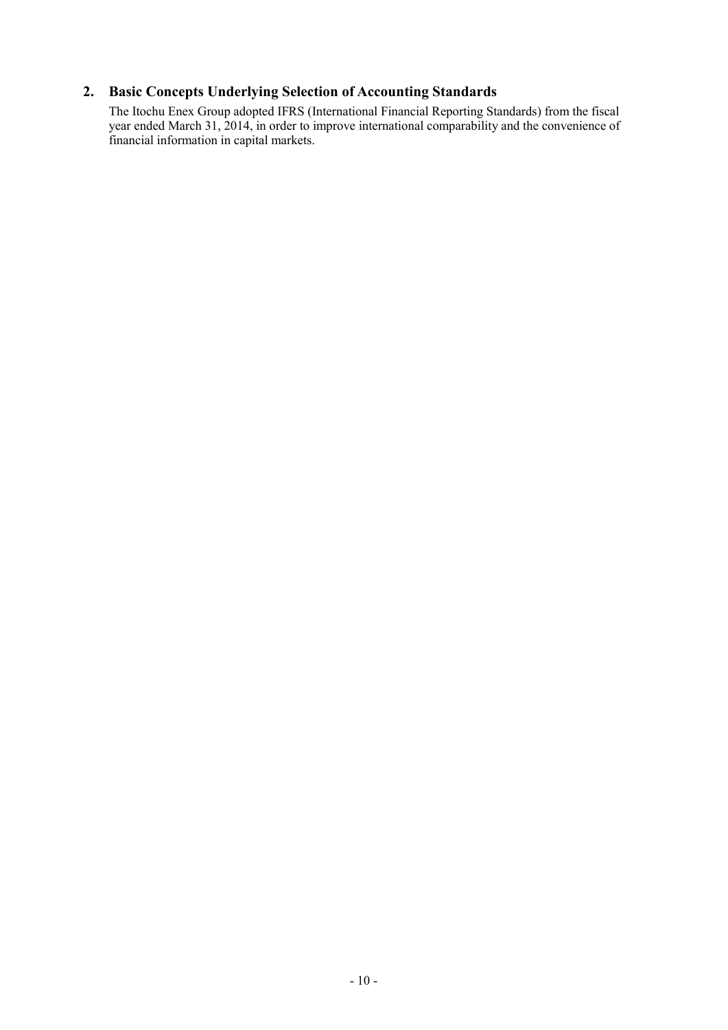## 2. Basic Concepts Underlying Selection of Accounting Standards

The Itochu Enex Group adopted IFRS (International Financial Reporting Standards) from the fiscal year ended March 31, 2014, in order to improve international comparability and the convenience of financial information in capital markets.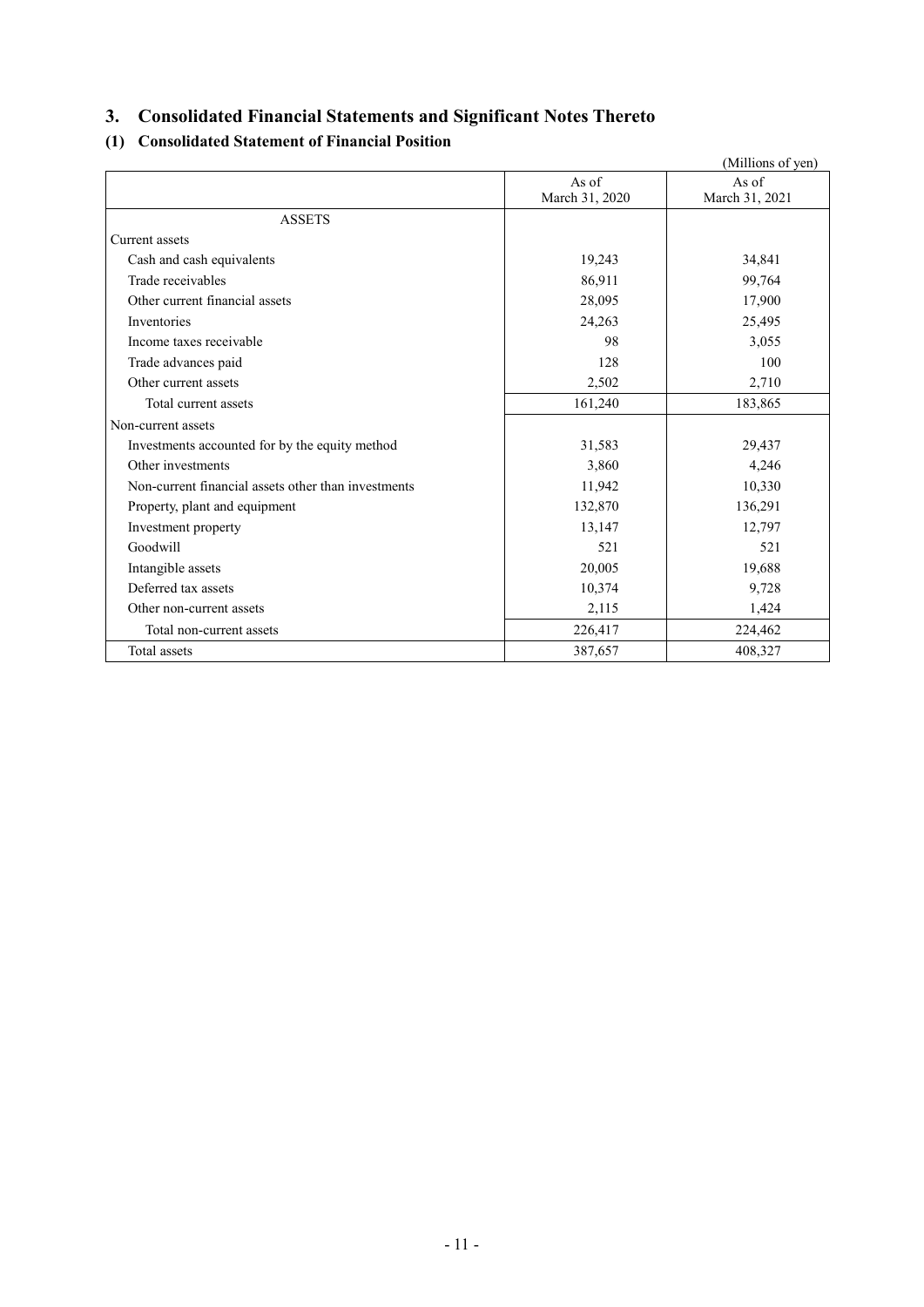## 3. Consolidated Financial Statements and Significant Notes Thereto

### (1) Consolidated Statement of Financial Position

(Millions of yen)

| | As of March 31, 2020 | As of March 31, 2021 |
|---|---|---|
| ASSETS | | |
| Current assets | | |
| Cash and cash equivalents | 19,243 | 34,841 |
| Trade receivables | 86,911 | 99,764 |
| Other current financial assets | 28,095 | 17,900 |
| Inventories | 24,263 | 25,495 |
| Income taxes receivable | 98 | 3,055 |
| Trade advances paid | 128 | 100 |
| Other current assets | 2,502 | 2,710 |
| Total current assets | 161,240 | 183,865 |
| Non-current assets | | |
| Investments accounted for by the equity method | 31,583 | 29,437 |
| Other investments | 3,860 | 4,246 |
| Non-current financial assets other than investments | 11,942 | 10,330 |
| Property, plant and equipment | 132,870 | 136,291 |
| Investment property | 13,147 | 12,797 |
| Goodwill | 521 | 521 |
| Intangible assets | 20,005 | 19,688 |
| Deferred tax assets | 10,374 | 9,728 |
| Other non-current assets | 2,115 | 1,424 |
| Total non-current assets | 226,417 | 224,462 |
| Total assets | 387,657 | 408,327 |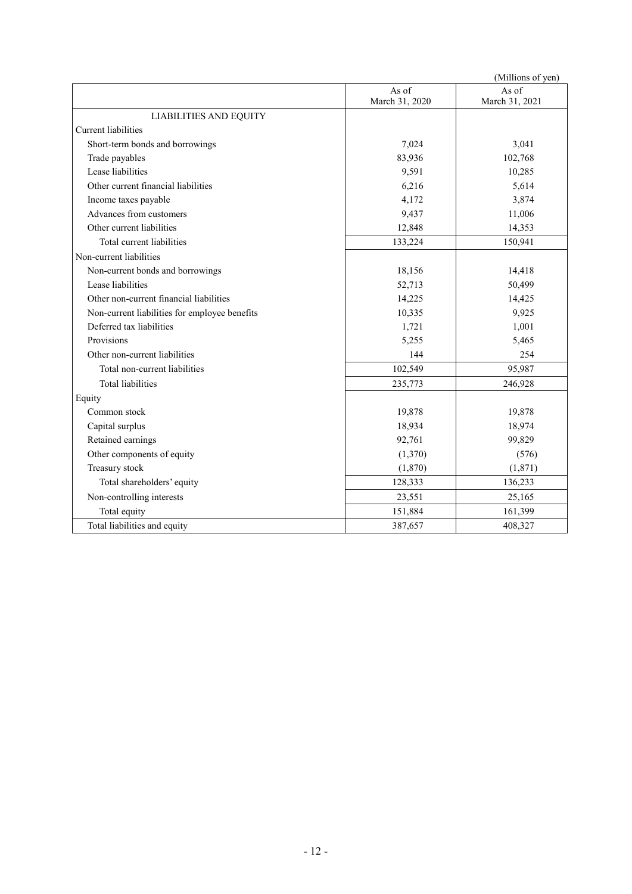(Millions of yen)

| | As of March 31, 2020 | As of March 31, 2021 |
|---|---|---|
| LIABILITIES AND EQUITY | | |
| Current liabilities | | |
| Short-term bonds and borrowings | 7,024 | 3,041 |
| Trade payables | 83,936 | 102,768 |
| Lease liabilities | 9,591 | 10,285 |
| Other current financial liabilities | 6,216 | 5,614 |
| Income taxes payable | 4,172 | 3,874 |
| Advances from customers | 9,437 | 11,006 |
| Other current liabilities | 12,848 | 14,353 |
| Total current liabilities | 133,224 | 150,941 |
| Non-current liabilities | | |
| Non-current bonds and borrowings | 18,156 | 14,418 |
| Lease liabilities | 52,713 | 50,499 |
| Other non-current financial liabilities | 14,225 | 14,425 |
| Non-current liabilities for employee benefits | 10,335 | 9,925 |
| Deferred tax liabilities | 1,721 | 1,001 |
| Provisions | 5,255 | 5,465 |
| Other non-current liabilities | 144 | 254 |
| Total non-current liabilities | 102,549 | 95,987 |
| Total liabilities | 235,773 | 246,928 |
| Equity | | |
| Common stock | 19,878 | 19,878 |
| Capital surplus | 18,934 | 18,974 |
| Retained earnings | 92,761 | 99,829 |
| Other components of equity | (1,370) | (576) |
| Treasury stock | (1,870) | (1,871) |
| Total shareholders' equity | 128,333 | 136,233 |
| Non-controlling interests | 23,551 | 25,165 |
| Total equity | 151,884 | 161,399 |
| Total liabilities and equity | 387,657 | 408,327 |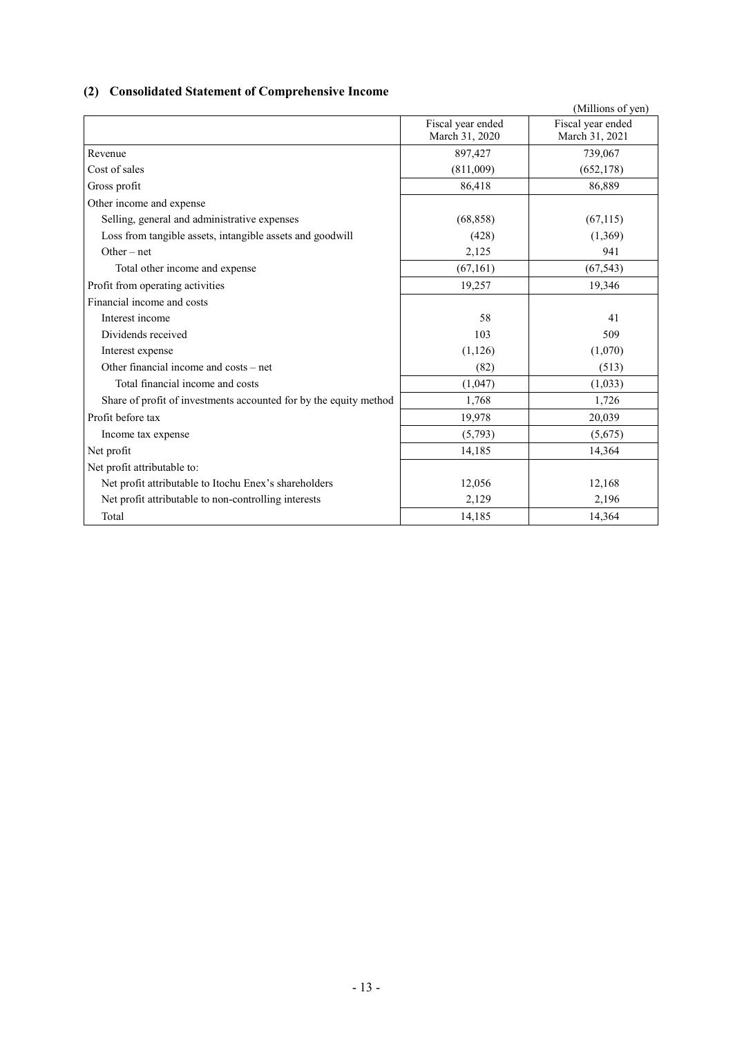## (2) Consolidated Statement of Comprehensive Income

(Millions of yen)

| | Fiscal year ended March 31, 2020 | Fiscal year ended March 31, 2021 |
|---|---|---|
| Revenue | 897,427 | 739,067 |
| Cost of sales | (811,009) | (652,178) |
| Gross profit | 86,418 | 86,889 |
| Other income and expense | | |
| Selling, general and administrative expenses | (68,858) | (67,115) |
| Loss from tangible assets, intangible assets and goodwill | (428) | (1,369) |
| Other – net | 2,125 | 941 |
| Total other income and expense | (67,161) | (67,543) |
| Profit from operating activities | 19,257 | 19,346 |
| Financial income and costs | | |
| Interest income | 58 | 41 |
| Dividends received | 103 | 509 |
| Interest expense | (1,126) | (1,070) |
| Other financial income and costs – net | (82) | (513) |
| Total financial income and costs | (1,047) | (1,033) |
| Share of profit of investments accounted for by the equity method | 1,768 | 1,726 |
| Profit before tax | 19,978 | 20,039 |
| Income tax expense | (5,793) | (5,675) |
| Net profit | 14,185 | 14,364 |
| Net profit attributable to: | | |
| Net profit attributable to Itochu Enex's shareholders | 12,056 | 12,168 |
| Net profit attributable to non-controlling interests | 2,129 | 2,196 |
| Total | 14,185 | 14,364 |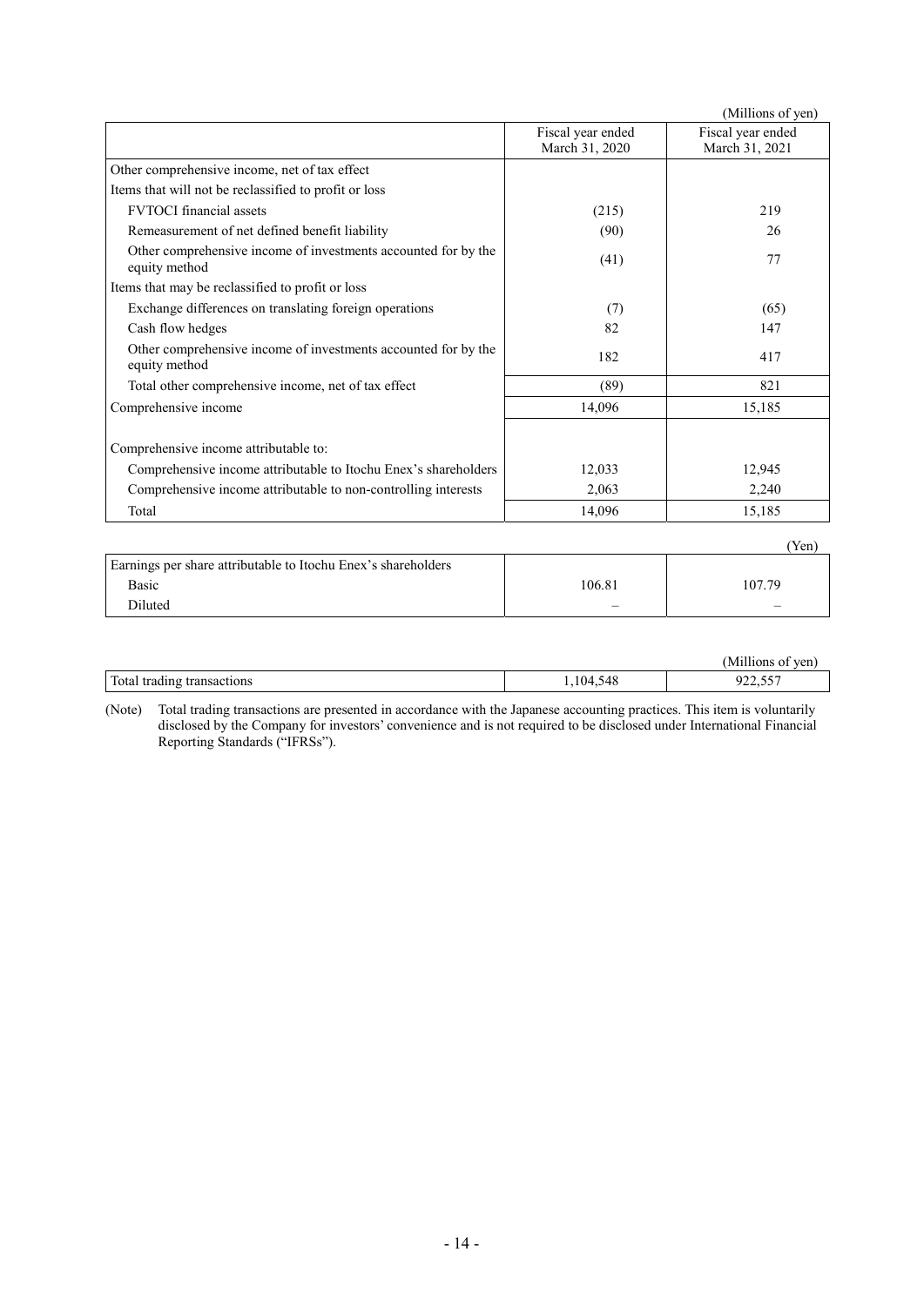(Millions of yen)

| | Fiscal year ended March 31, 2020 | Fiscal year ended March 31, 2021 |
|---|---|---|
| Other comprehensive income, net of tax effect | | |
| Items that will not be reclassified to profit or loss | | |
| FVTOCI financial assets | (215) | 219 |
| Remeasurement of net defined benefit liability | (90) | 26 |
| Other comprehensive income of investments accounted for by the equity method | (41) | 77 |
| Items that may be reclassified to profit or loss | | |
| Exchange differences on translating foreign operations | (7) | (65) |
| Cash flow hedges | 82 | 147 |
| Other comprehensive income of investments accounted for by the equity method | 182 | 417 |
| Total other comprehensive income, net of tax effect | (89) | 821 |
| Comprehensive income | 14,096 | 15,185 |
| Comprehensive income attributable to: | | |
| Comprehensive income attributable to Itochu Enex's shareholders | 12,033 | 12,945 |
| Comprehensive income attributable to non-controlling interests | 2,063 | 2,240 |
| Total | 14,096 | 15,185 |

(Yen)

| | | |
|---|---|---|
| Earnings per share attributable to Itochu Enex's shareholders | | |
| Basic | 106.81 | 107.79 |
| Diluted | – | – |

(Millions of yen)

| | | |
|---|---|---|
| Total trading transactions | 1,104,548 | 922,557 |

(Note) Total trading transactions are presented in accordance with the Japanese accounting practices. This item is voluntarily disclosed by the Company for investors' convenience and is not required to be disclosed under International Financial Reporting Standards ("IFRSs").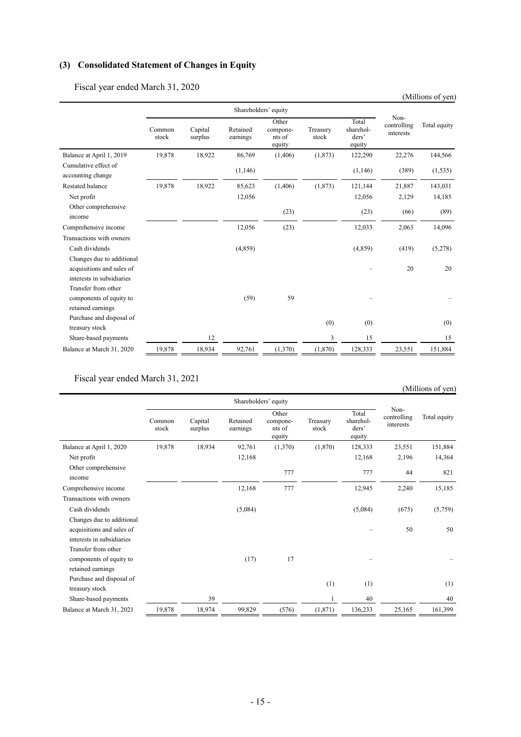## (3) Consolidated Statement of Changes in Equity

Fiscal year ended March 31, 2020

(Millions of yen)

| | Shareholders' equity | | | | | | Non-controlling interests | Total equity |
|---|---|---|---|---|---|---|---|---|
| | Common stock | Capital surplus | Retained earnings | Other components of equity | Treasury stock | Total shareholders' equity | | |
| Balance at April 1, 2019 | 19,878 | 18,922 | 86,769 | (1,406) | (1,873) | 122,290 | 22,276 | 144,566 |
| Cumulative effect of accounting change | | | (1,146) | | | (1,146) | (389) | (1,535) |
| Restated balance | 19,878 | 18,922 | 85,623 | (1,406) | (1,873) | 121,144 | 21,887 | 143,031 |
| Net profit | | | 12,056 | | | 12,056 | 2,129 | 14,185 |
| Other comprehensive income | | | | (23) | | (23) | (66) | (89) |
| Comprehensive income | | | 12,056 | (23) | | 12,033 | 2,063 | 14,096 |
| Transactions with owners | | | | | | | | |
| Cash dividends | | | (4,859) | | | (4,859) | (419) | (5,278) |
| Changes due to additional acquisitions and sales of interests in subsidiaries | | | | | | – | 20 | 20 |
| Transfer from other components of equity to retained earnings | | | (59) | 59 | | – | | – |
| Purchase and disposal of treasury stock | | | | | (0) | (0) | | (0) |
| Share-based payments | | 12 | | | 3 | 15 | | 15 |
| Balance at March 31, 2020 | 19,878 | 18,934 | 92,761 | (1,370) | (1,870) | 128,333 | 23,551 | 151,884 |

Fiscal year ended March 31, 2021

(Millions of yen)

| | Shareholders' equity | | | | | | Non-controlling interests | Total equity |
|---|---|---|---|---|---|---|---|---|
| | Common stock | Capital surplus | Retained earnings | Other components of equity | Treasury stock | Total shareholders' equity | | |
| Balance at April 1, 2020 | 19,878 | 18,934 | 92,761 | (1,370) | (1,870) | 128,333 | 23,551 | 151,884 |
| Net profit | | | 12,168 | | | 12,168 | 2,196 | 14,364 |
| Other comprehensive income | | | | 777 | | 777 | 44 | 821 |
| Comprehensive income | | | 12,168 | 777 | | 12,945 | 2,240 | 15,185 |
| Transactions with owners | | | | | | | | |
| Cash dividends | | | (5,084) | | | (5,084) | (675) | (5,759) |
| Changes due to additional acquisitions and sales of interests in subsidiaries | | | | | | – | 50 | 50 |
| Transfer from other components of equity to retained earnings | | | (17) | 17 | | – | | – |
| Purchase and disposal of treasury stock | | | | | (1) | (1) | | (1) |
| Share-based payments | | 39 | | | 1 | 40 | | 40 |
| Balance at March 31, 2021 | 19,878 | 18,974 | 99,829 | (576) | (1,871) | 136,233 | 25,165 | 161,399 |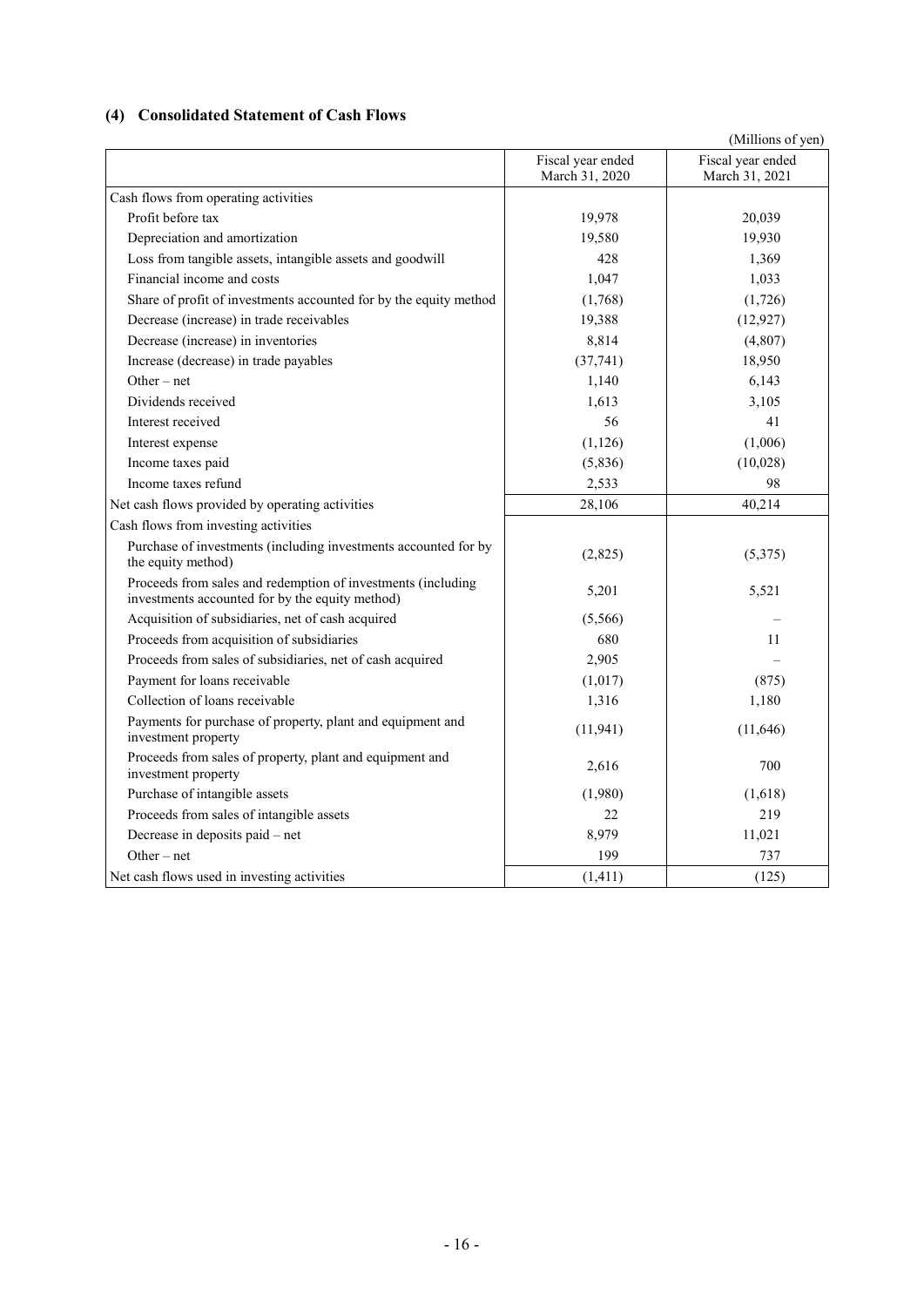### (4) Consolidated Statement of Cash Flows

(Millions of yen)

| | Fiscal year ended March 31, 2020 | Fiscal year ended March 31, 2021 |
|---|---|---|
| Cash flows from operating activities | | |
| Profit before tax | 19,978 | 20,039 |
| Depreciation and amortization | 19,580 | 19,930 |
| Loss from tangible assets, intangible assets and goodwill | 428 | 1,369 |
| Financial income and costs | 1,047 | 1,033 |
| Share of profit of investments accounted for by the equity method | (1,768) | (1,726) |
| Decrease (increase) in trade receivables | 19,388 | (12,927) |
| Decrease (increase) in inventories | 8,814 | (4,807) |
| Increase (decrease) in trade payables | (37,741) | 18,950 |
| Other – net | 1,140 | 6,143 |
| Dividends received | 1,613 | 3,105 |
| Interest received | 56 | 41 |
| Interest expense | (1,126) | (1,006) |
| Income taxes paid | (5,836) | (10,028) |
| Income taxes refund | 2,533 | 98 |
| Net cash flows provided by operating activities | 28,106 | 40,214 |
| Cash flows from investing activities | | |
| Purchase of investments (including investments accounted for by the equity method) | (2,825) | (5,375) |
| Proceeds from sales and redemption of investments (including investments accounted for by the equity method) | 5,201 | 5,521 |
| Acquisition of subsidiaries, net of cash acquired | (5,566) | – |
| Proceeds from acquisition of subsidiaries | 680 | 11 |
| Proceeds from sales of subsidiaries, net of cash acquired | 2,905 | – |
| Payment for loans receivable | (1,017) | (875) |
| Collection of loans receivable | 1,316 | 1,180 |
| Payments for purchase of property, plant and equipment and investment property | (11,941) | (11,646) |
| Proceeds from sales of property, plant and equipment and investment property | 2,616 | 700 |
| Purchase of intangible assets | (1,980) | (1,618) |
| Proceeds from sales of intangible assets | 22 | 219 |
| Decrease in deposits paid – net | 8,979 | 11,021 |
| Other – net | 199 | 737 |
| Net cash flows used in investing activities | (1,411) | (125) |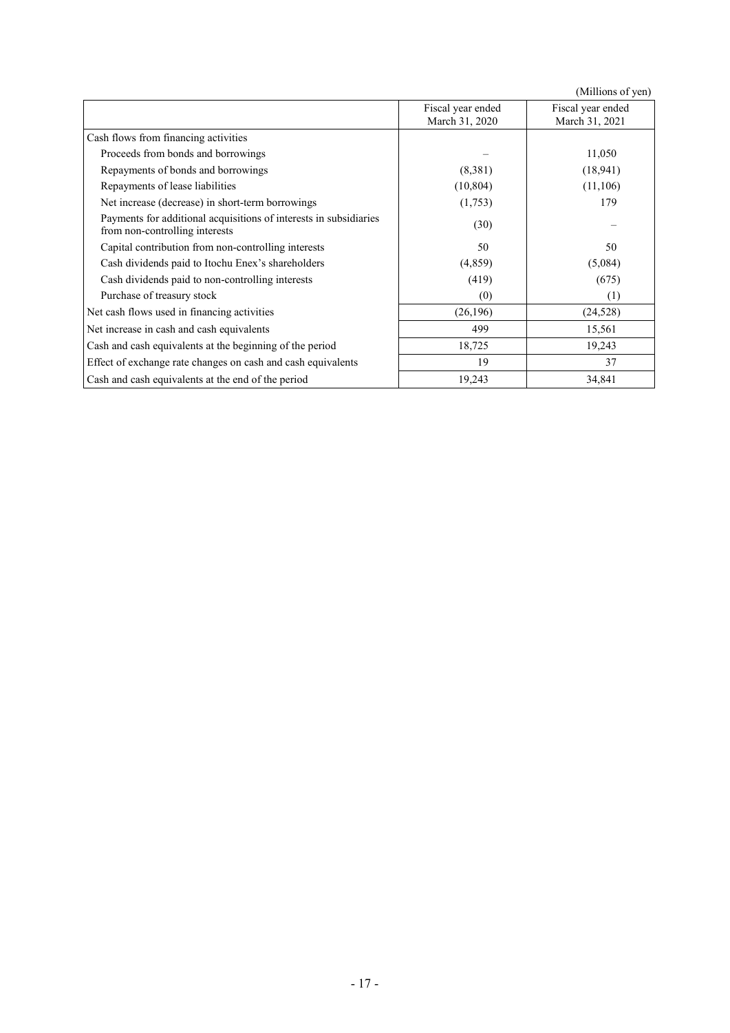(Millions of yen)

| | Fiscal year ended March 31, 2020 | Fiscal year ended March 31, 2021 |
|---|---|---|
| Cash flows from financing activities | | |
| Proceeds from bonds and borrowings | – | 11,050 |
| Repayments of bonds and borrowings | (8,381) | (18,941) |
| Repayments of lease liabilities | (10,804) | (11,106) |
| Net increase (decrease) in short-term borrowings | (1,753) | 179 |
| Payments for additional acquisitions of interests in subsidiaries from non-controlling interests | (30) | – |
| Capital contribution from non-controlling interests | 50 | 50 |
| Cash dividends paid to Itochu Enex's shareholders | (4,859) | (5,084) |
| Cash dividends paid to non-controlling interests | (419) | (675) |
| Purchase of treasury stock | (0) | (1) |
| Net cash flows used in financing activities | (26,196) | (24,528) |
| Net increase in cash and cash equivalents | 499 | 15,561 |
| Cash and cash equivalents at the beginning of the period | 18,725 | 19,243 |
| Effect of exchange rate changes on cash and cash equivalents | 19 | 37 |
| Cash and cash equivalents at the end of the period | 19,243 | 34,841 |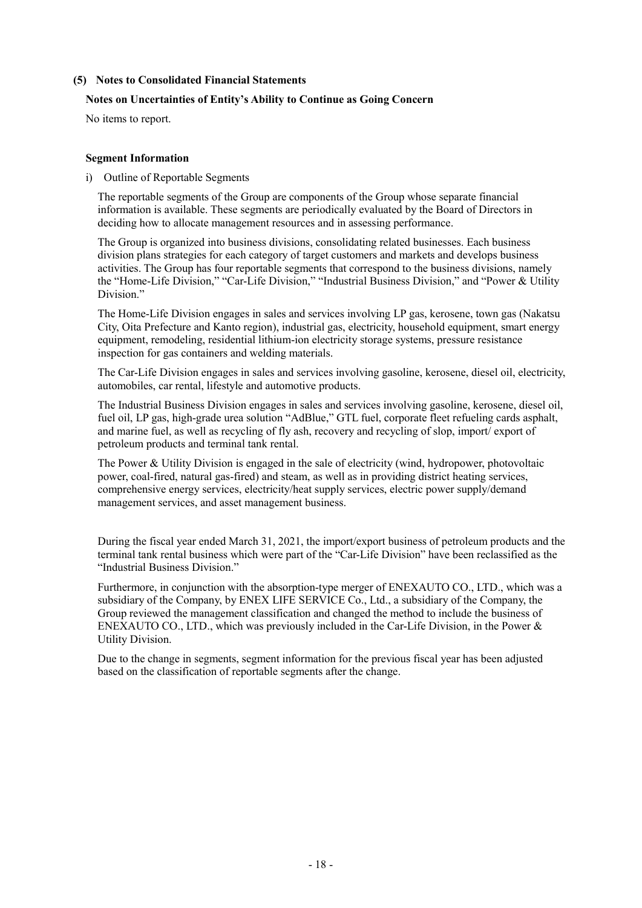### (5) Notes to Consolidated Financial Statements

#### Notes on Uncertainties of Entity's Ability to Continue as Going Concern

No items to report.

#### Segment Information

i) Outline of Reportable Segments

The reportable segments of the Group are components of the Group whose separate financial information is available. These segments are periodically evaluated by the Board of Directors in deciding how to allocate management resources and in assessing performance.

The Group is organized into business divisions, consolidating related businesses. Each business division plans strategies for each category of target customers and markets and develops business activities. The Group has four reportable segments that correspond to the business divisions, namely the "Home-Life Division," "Car-Life Division," "Industrial Business Division," and "Power & Utility Division."

The Home-Life Division engages in sales and services involving LP gas, kerosene, town gas (Nakatsu City, Oita Prefecture and Kanto region), industrial gas, electricity, household equipment, smart energy equipment, remodeling, residential lithium-ion electricity storage systems, pressure resistance inspection for gas containers and welding materials.

The Car-Life Division engages in sales and services involving gasoline, kerosene, diesel oil, electricity, automobiles, car rental, lifestyle and automotive products.

The Industrial Business Division engages in sales and services involving gasoline, kerosene, diesel oil, fuel oil, LP gas, high-grade urea solution "AdBlue," GTL fuel, corporate fleet refueling cards asphalt, and marine fuel, as well as recycling of fly ash, recovery and recycling of slop, import/ export of petroleum products and terminal tank rental.

The Power & Utility Division is engaged in the sale of electricity (wind, hydropower, photovoltaic power, coal-fired, natural gas-fired) and steam, as well as in providing district heating services, comprehensive energy services, electricity/heat supply services, electric power supply/demand management services, and asset management business.

During the fiscal year ended March 31, 2021, the import/export business of petroleum products and the terminal tank rental business which were part of the "Car-Life Division" have been reclassified as the "Industrial Business Division."

Furthermore, in conjunction with the absorption-type merger of ENEXAUTO CO., LTD., which was a subsidiary of the Company, by ENEX LIFE SERVICE Co., Ltd., a subsidiary of the Company, the Group reviewed the management classification and changed the method to include the business of ENEXAUTO CO., LTD., which was previously included in the Car-Life Division, in the Power & Utility Division.

Due to the change in segments, segment information for the previous fiscal year has been adjusted based on the classification of reportable segments after the change.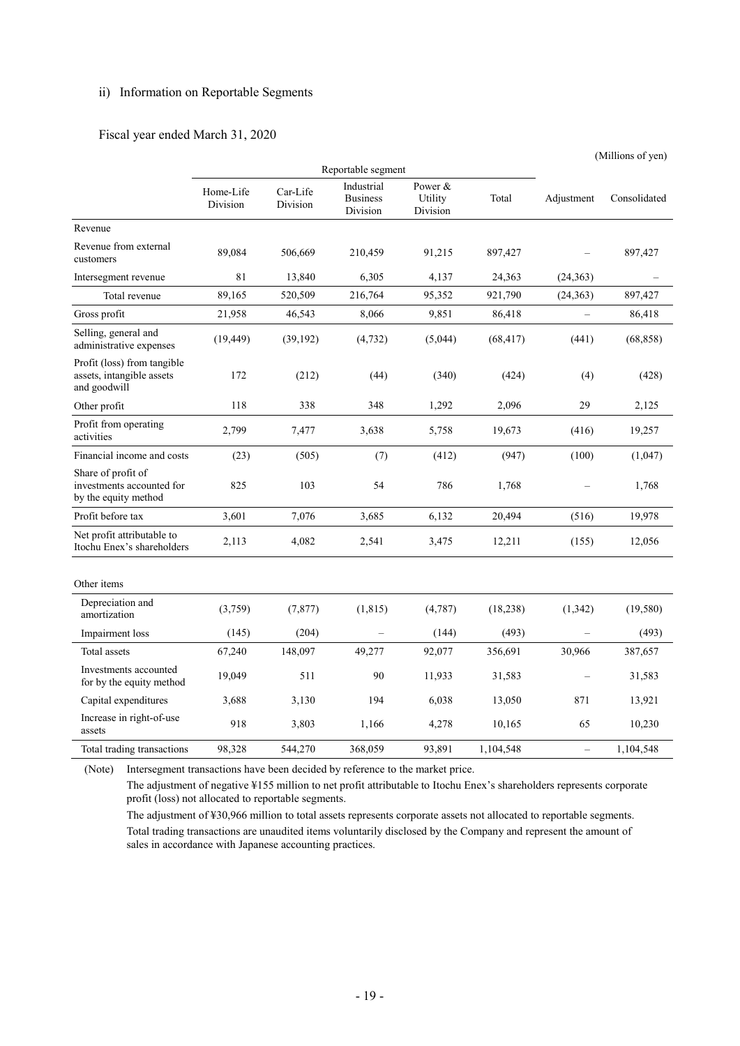ii) Information on Reportable Segments

Fiscal year ended March 31, 2020

(Millions of yen)

| | Reportable segment | | | | | | |
|---|---|---|---|---|---|---|---|
| | Home-Life Division | Car-Life Division | Industrial Business Division | Power & Utility Division | Total | Adjustment | Consolidated |
| Revenue | | | | | | | |
| Revenue from external customers | 89,084 | 506,669 | 210,459 | 91,215 | 897,427 | – | 897,427 |
| Intersegment revenue | 81 | 13,840 | 6,305 | 4,137 | 24,363 | (24,363) | – |
| Total revenue | 89,165 | 520,509 | 216,764 | 95,352 | 921,790 | (24,363) | 897,427 |
| Gross profit | 21,958 | 46,543 | 8,066 | 9,851 | 86,418 | – | 86,418 |
| Selling, general and administrative expenses | (19,449) | (39,192) | (4,732) | (5,044) | (68,417) | (441) | (68,858) |
| Profit (loss) from tangible assets, intangible assets and goodwill | 172 | (212) | (44) | (340) | (424) | (4) | (428) |
| Other profit | 118 | 338 | 348 | 1,292 | 2,096 | 29 | 2,125 |
| Profit from operating activities | 2,799 | 7,477 | 3,638 | 5,758 | 19,673 | (416) | 19,257 |
| Financial income and costs | (23) | (505) | (7) | (412) | (947) | (100) | (1,047) |
| Share of profit of investments accounted for by the equity method | 825 | 103 | 54 | 786 | 1,768 | – | 1,768 |
| Profit before tax | 3,601 | 7,076 | 3,685 | 6,132 | 20,494 | (516) | 19,978 |
| Net profit attributable to Itochu Enex's shareholders | 2,113 | 4,082 | 2,541 | 3,475 | 12,211 | (155) | 12,056 |
| | | | | | | | |
| Other items | | | | | | | |
| Depreciation and amortization | (3,759) | (7,877) | (1,815) | (4,787) | (18,238) | (1,342) | (19,580) |
| Impairment loss | (145) | (204) | – | (144) | (493) | – | (493) |
| Total assets | 67,240 | 148,097 | 49,277 | 92,077 | 356,691 | 30,966 | 387,657 |
| Investments accounted for by the equity method | 19,049 | 511 | 90 | 11,933 | 31,583 | – | 31,583 |
| Capital expenditures | 3,688 | 3,130 | 194 | 6,038 | 13,050 | 871 | 13,921 |
| Increase in right-of-use assets | 918 | 3,803 | 1,166 | 4,278 | 10,165 | 65 | 10,230 |
| Total trading transactions | 98,328 | 544,270 | 368,059 | 93,891 | 1,104,548 | – | 1,104,548 |

(Note) Intersegment transactions have been decided by reference to the market price.

The adjustment of negative ¥155 million to net profit attributable to Itochu Enex's shareholders represents corporate profit (loss) not allocated to reportable segments.

The adjustment of ¥30,966 million to total assets represents corporate assets not allocated to reportable segments.

Total trading transactions are unaudited items voluntarily disclosed by the Company and represent the amount of sales in accordance with Japanese accounting practices.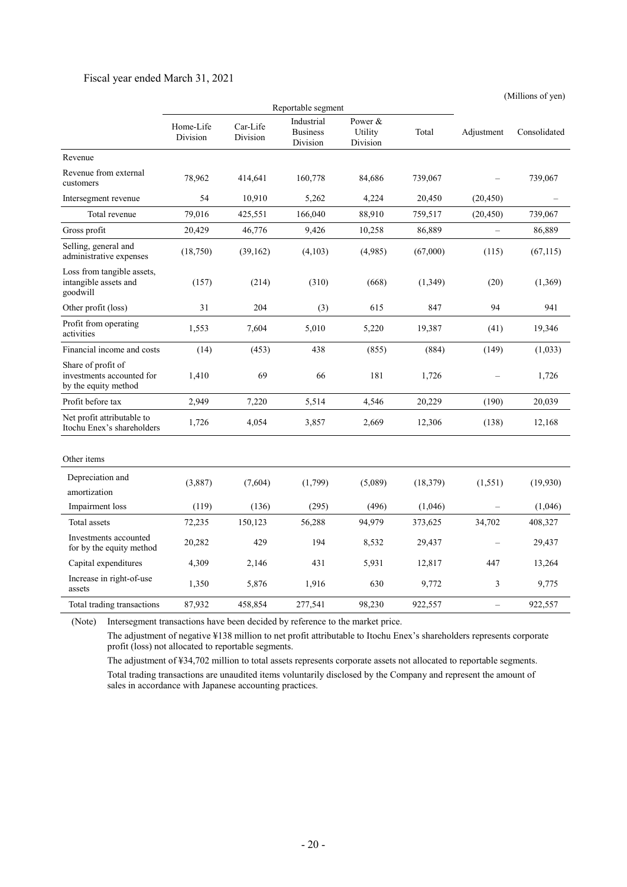Fiscal year ended March 31, 2021

(Millions of yen)

| | Reportable segment | | | | | | |
|---|---|---|---|---|---|---|---|
| | Home-Life Division | Car-Life Division | Industrial Business Division | Power & Utility Division | Total | Adjustment | Consolidated |
| Revenue | | | | | | | |
| Revenue from external customers | 78,962 | 414,641 | 160,778 | 84,686 | 739,067 | – | 739,067 |
| Intersegment revenue | 54 | 10,910 | 5,262 | 4,224 | 20,450 | (20,450) | – |
| Total revenue | 79,016 | 425,551 | 166,040 | 88,910 | 759,517 | (20,450) | 739,067 |
| Gross profit | 20,429 | 46,776 | 9,426 | 10,258 | 86,889 | – | 86,889 |
| Selling, general and administrative expenses | (18,750) | (39,162) | (4,103) | (4,985) | (67,000) | (115) | (67,115) |
| Loss from tangible assets, intangible assets and goodwill | (157) | (214) | (310) | (668) | (1,349) | (20) | (1,369) |
| Other profit (loss) | 31 | 204 | (3) | 615 | 847 | 94 | 941 |
| Profit from operating activities | 1,553 | 7,604 | 5,010 | 5,220 | 19,387 | (41) | 19,346 |
| Financial income and costs | (14) | (453) | 438 | (855) | (884) | (149) | (1,033) |
| Share of profit of investments accounted for by the equity method | 1,410 | 69 | 66 | 181 | 1,726 | – | 1,726 |
| Profit before tax | 2,949 | 7,220 | 5,514 | 4,546 | 20,229 | (190) | 20,039 |
| Net profit attributable to Itochu Enex's shareholders | 1,726 | 4,054 | 3,857 | 2,669 | 12,306 | (138) | 12,168 |
| | | | | | | | |
| Other items | | | | | | | |
| Depreciation and amortization | (3,887) | (7,604) | (1,799) | (5,089) | (18,379) | (1,551) | (19,930) |
| Impairment loss | (119) | (136) | (295) | (496) | (1,046) | – | (1,046) |
| Total assets | 72,235 | 150,123 | 56,288 | 94,979 | 373,625 | 34,702 | 408,327 |
| Investments accounted for by the equity method | 20,282 | 429 | 194 | 8,532 | 29,437 | – | 29,437 |
| Capital expenditures | 4,309 | 2,146 | 431 | 5,931 | 12,817 | 447 | 13,264 |
| Increase in right-of-use assets | 1,350 | 5,876 | 1,916 | 630 | 9,772 | 3 | 9,775 |
| Total trading transactions | 87,932 | 458,854 | 277,541 | 98,230 | 922,557 | – | 922,557 |

(Note) Intersegment transactions have been decided by reference to the market price.

The adjustment of negative ¥138 million to net profit attributable to Itochu Enex's shareholders represents corporate profit (loss) not allocated to reportable segments.

The adjustment of ¥34,702 million to total assets represents corporate assets not allocated to reportable segments.

Total trading transactions are unaudited items voluntarily disclosed by the Company and represent the amount of sales in accordance with Japanese accounting practices.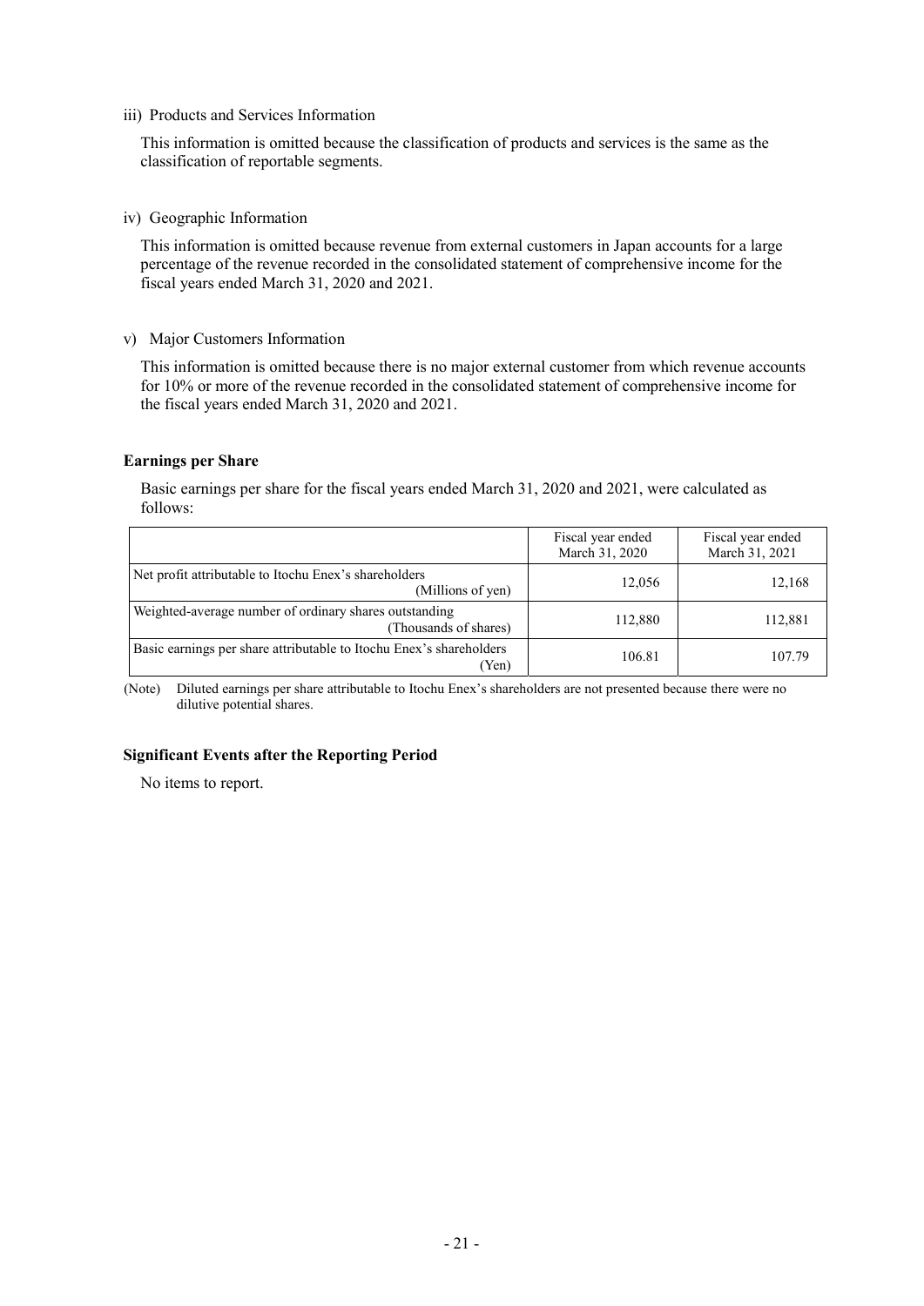iii) Products and Services Information

This information is omitted because the classification of products and services is the same as the classification of reportable segments.

iv) Geographic Information

This information is omitted because revenue from external customers in Japan accounts for a large percentage of the revenue recorded in the consolidated statement of comprehensive income for the fiscal years ended March 31, 2020 and 2021.

v) Major Customers Information

This information is omitted because there is no major external customer from which revenue accounts for 10% or more of the revenue recorded in the consolidated statement of comprehensive income for the fiscal years ended March 31, 2020 and 2021.

**Earnings per Share**

Basic earnings per share for the fiscal years ended March 31, 2020 and 2021, were calculated as follows:

| | Fiscal year ended March 31, 2020 | Fiscal year ended March 31, 2021 |
|---|---|---|
| Net profit attributable to Itochu Enex's shareholders (Millions of yen) | 12,056 | 12,168 |
| Weighted-average number of ordinary shares outstanding (Thousands of shares) | 112,880 | 112,881 |
| Basic earnings per share attributable to Itochu Enex's shareholders (Yen) | 106.81 | 107.79 |

(Note) Diluted earnings per share attributable to Itochu Enex's shareholders are not presented because there were no dilutive potential shares.

**Significant Events after the Reporting Period**

No items to report.